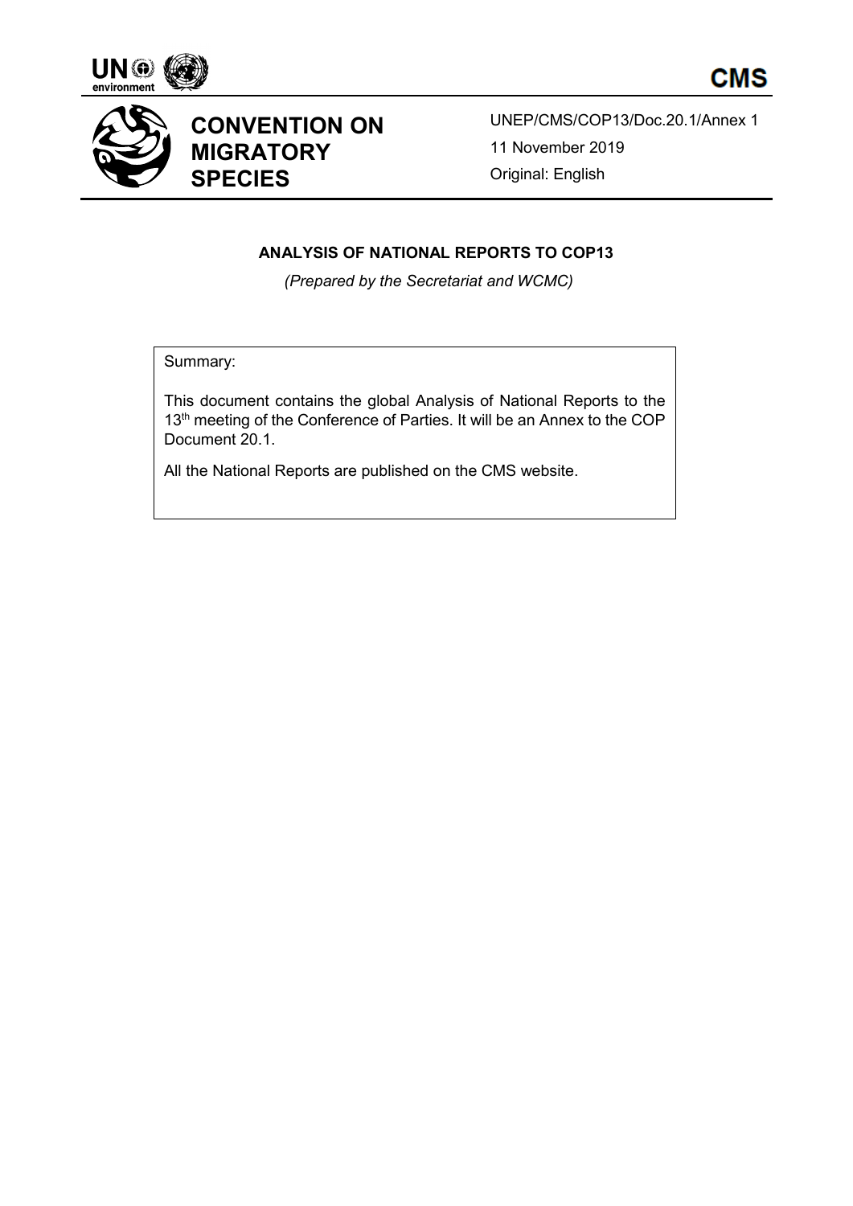# CONVENTION ON MIGRATORY SPECIES

UNEP/CMS/COP13/Doc.20.1/Annex 1

11 November 2019

Original: English

## ANALYSIS OF NATIONAL REPORTS TO COP13

*(Prepared by the Secretariat and WCMC)*

Summary:

This document contains the global Analysis of National Reports to the 13th meeting of the Conference of Parties. It will be an Annex to the COP Document 20.1.

All the National Reports are published on the CMS website.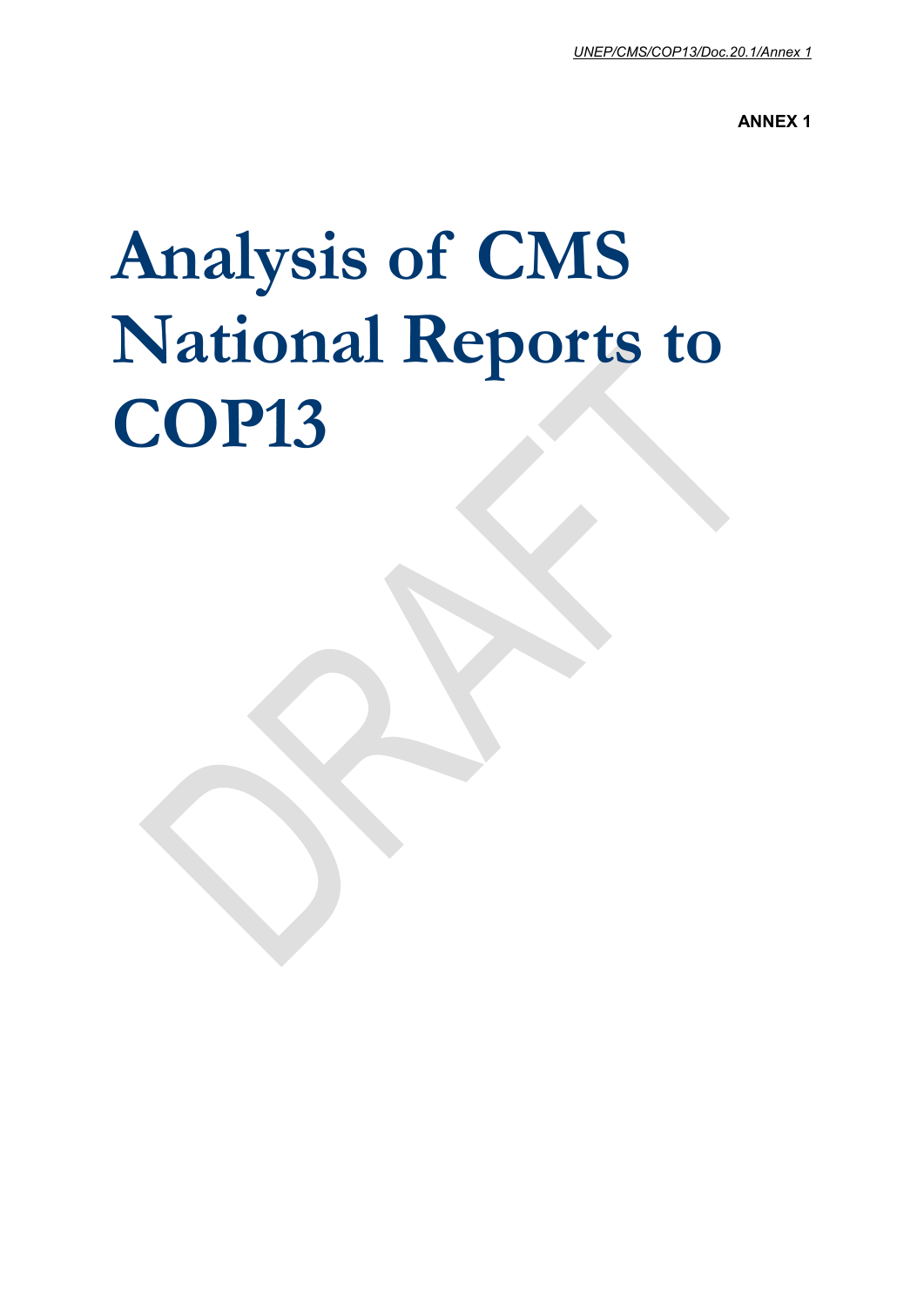**ANNEX 1**

# Analysis of CMS National Reports to COP13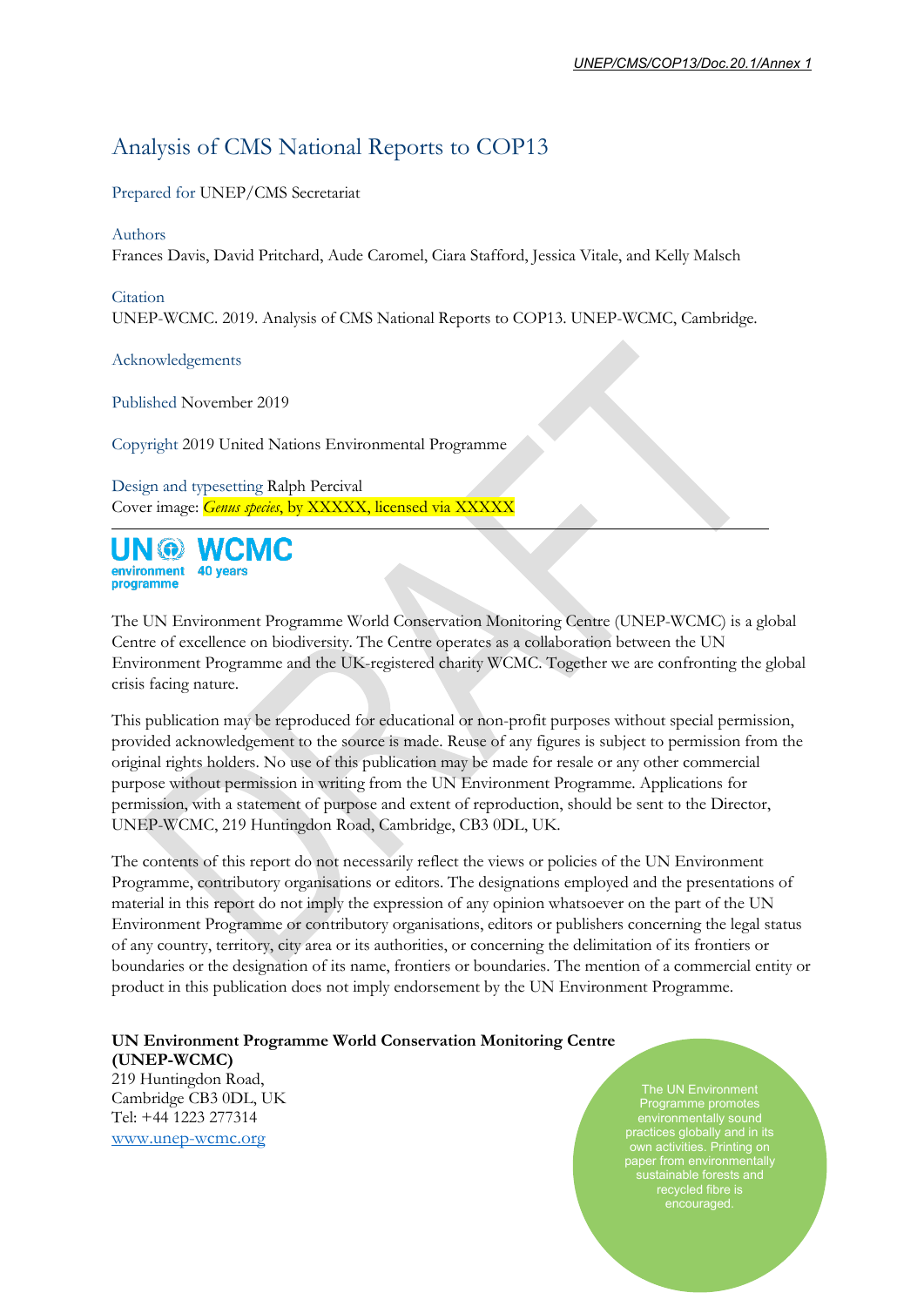# Analysis of CMS National Reports to COP13

Prepared for UNEP/CMS Secretariat

Authors
Frances Davis, David Pritchard, Aude Caromel, Ciara Stafford, Jessica Vitale, and Kelly Malsch

Citation
UNEP-WCMC. 2019. Analysis of CMS National Reports to COP13. UNEP-WCMC, Cambridge.

Acknowledgements

Published November 2019

Copyright 2019 United Nations Environmental Programme

Design and typesetting Ralph Percival
Cover image: *Genus species*, by XXXXX, licensed via XXXXX

---

UN environment programme WCMC 40 years

The UN Environment Programme World Conservation Monitoring Centre (UNEP-WCMC) is a global Centre of excellence on biodiversity. The Centre operates as a collaboration between the UN Environment Programme and the UK-registered charity WCMC. Together we are confronting the global crisis facing nature.

This publication may be reproduced for educational or non-profit purposes without special permission, provided acknowledgement to the source is made. Reuse of any figures is subject to permission from the original rights holders. No use of this publication may be made for resale or any other commercial purpose without permission in writing from the UN Environment Programme. Applications for permission, with a statement of purpose and extent of reproduction, should be sent to the Director, UNEP-WCMC, 219 Huntingdon Road, Cambridge, CB3 0DL, UK.

The contents of this report do not necessarily reflect the views or policies of the UN Environment Programme, contributory organisations or editors. The designations employed and the presentations of material in this report do not imply the expression of any opinion whatsoever on the part of the UN Environment Programme or contributory organisations, editors or publishers concerning the legal status of any country, territory, city area or its authorities, or concerning the delimitation of its frontiers or boundaries or the designation of its name, frontiers or boundaries. The mention of a commercial entity or product in this publication does not imply endorsement by the UN Environment Programme.

**UN Environment Programme World Conservation Monitoring Centre (UNEP-WCMC)**
219 Huntingdon Road,
Cambridge CB3 0DL, UK
Tel: +44 1223 277314
www.unep-wcmc.org

The UN Environment Programme promotes environmentally sound practices globally and in its own activities. Printing on paper from environmentally sustainable forests and recycled fibre is encouraged.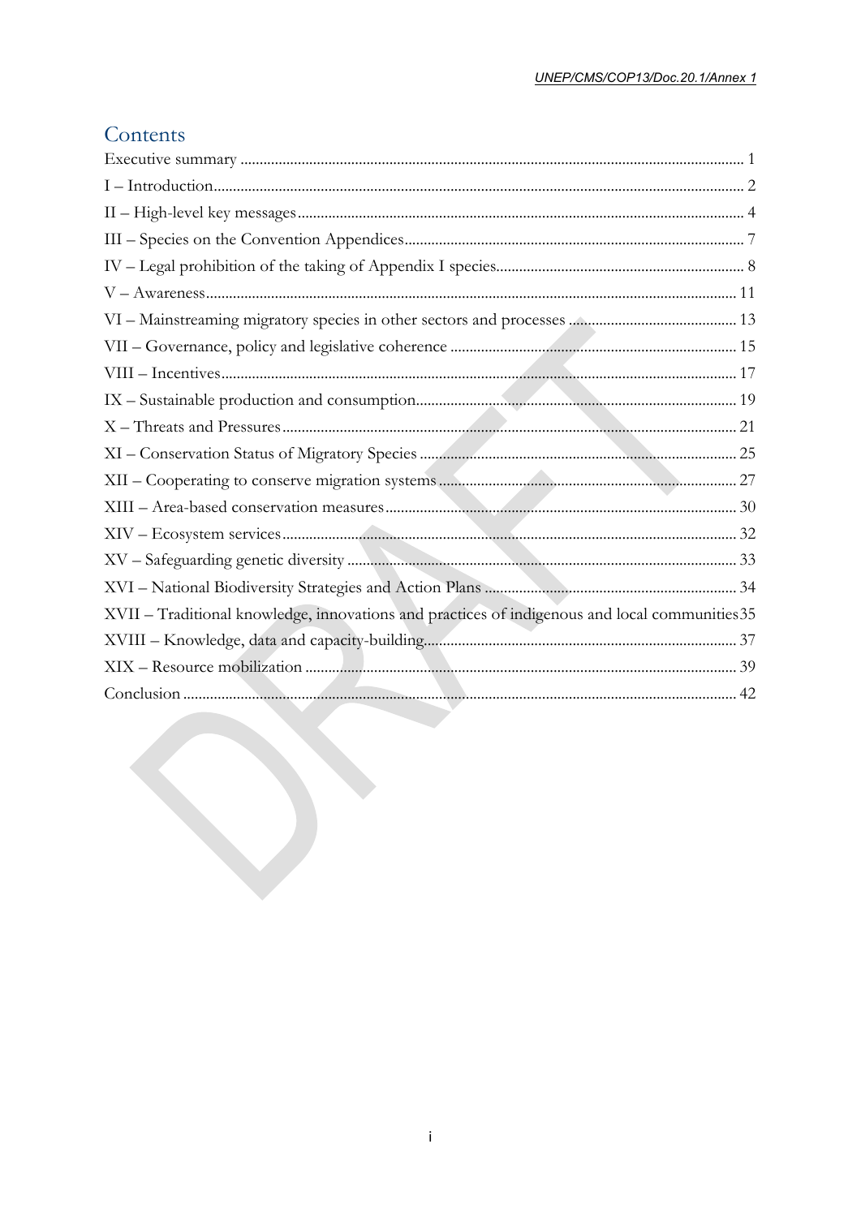## Contents

| | |
|---|---|
| Executive summary | 1 |
| I – Introduction | 2 |
| II – High-level key messages | 4 |
| III – Species on the Convention Appendices | 7 |
| IV – Legal prohibition of the taking of Appendix I species | 8 |
| V – Awareness | 11 |
| VI – Mainstreaming migratory species in other sectors and processes | 13 |
| VII – Governance, policy and legislative coherence | 15 |
| VIII – Incentives | 17 |
| IX – Sustainable production and consumption | 19 |
| X – Threats and Pressures | 21 |
| XI – Conservation Status of Migratory Species | 25 |
| XII – Cooperating to conserve migration systems | 27 |
| XIII – Area-based conservation measures | 30 |
| XIV – Ecosystem services | 32 |
| XV – Safeguarding genetic diversity | 33 |
| XVI – National Biodiversity Strategies and Action Plans | 34 |
| XVII – Traditional knowledge, innovations and practices of indigenous and local communities | 35 |
| XVIII – Knowledge, data and capacity-building | 37 |
| XIX – Resource mobilization | 39 |
| Conclusion | 42 |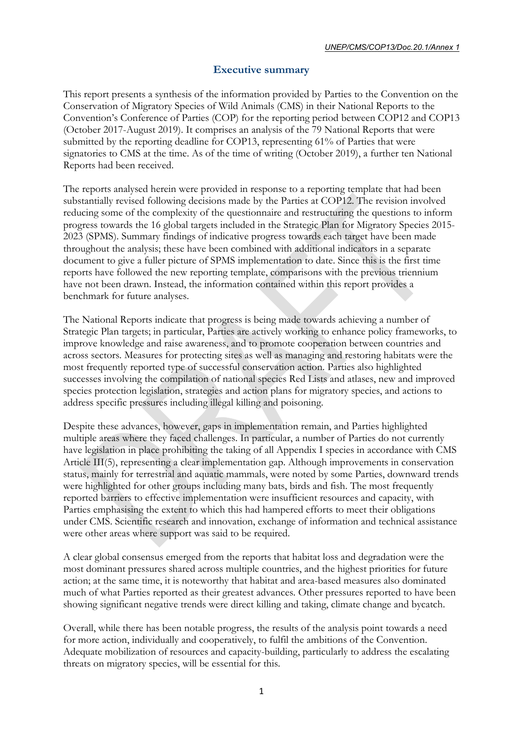## Executive summary

This report presents a synthesis of the information provided by Parties to the Convention on the Conservation of Migratory Species of Wild Animals (CMS) in their National Reports to the Convention's Conference of Parties (COP) for the reporting period between COP12 and COP13 (October 2017-August 2019). It comprises an analysis of the 79 National Reports that were submitted by the reporting deadline for COP13, representing 61% of Parties that were signatories to CMS at the time. As of the time of writing (October 2019), a further ten National Reports had been received.

The reports analysed herein were provided in response to a reporting template that had been substantially revised following decisions made by the Parties at COP12. The revision involved reducing some of the complexity of the questionnaire and restructuring the questions to inform progress towards the 16 global targets included in the Strategic Plan for Migratory Species 2015-2023 (SPMS). Summary findings of indicative progress towards each target have been made throughout the analysis; these have been combined with additional indicators in a separate document to give a fuller picture of SPMS implementation to date. Since this is the first time reports have followed the new reporting template, comparisons with the previous triennium have not been drawn. Instead, the information contained within this report provides a benchmark for future analyses.

The National Reports indicate that progress is being made towards achieving a number of Strategic Plan targets; in particular, Parties are actively working to enhance policy frameworks, to improve knowledge and raise awareness, and to promote cooperation between countries and across sectors. Measures for protecting sites as well as managing and restoring habitats were the most frequently reported type of successful conservation action. Parties also highlighted successes involving the compilation of national species Red Lists and atlases, new and improved species protection legislation, strategies and action plans for migratory species, and actions to address specific pressures including illegal killing and poisoning.

Despite these advances, however, gaps in implementation remain, and Parties highlighted multiple areas where they faced challenges. In particular, a number of Parties do not currently have legislation in place prohibiting the taking of all Appendix I species in accordance with CMS Article III(5), representing a clear implementation gap. Although improvements in conservation status, mainly for terrestrial and aquatic mammals, were noted by some Parties, downward trends were highlighted for other groups including many bats, birds and fish. The most frequently reported barriers to effective implementation were insufficient resources and capacity, with Parties emphasising the extent to which this had hampered efforts to meet their obligations under CMS. Scientific research and innovation, exchange of information and technical assistance were other areas where support was said to be required.

A clear global consensus emerged from the reports that habitat loss and degradation were the most dominant pressures shared across multiple countries, and the highest priorities for future action; at the same time, it is noteworthy that habitat and area-based measures also dominated much of what Parties reported as their greatest advances. Other pressures reported to have been showing significant negative trends were direct killing and taking, climate change and bycatch.

Overall, while there has been notable progress, the results of the analysis point towards a need for more action, individually and cooperatively, to fulfil the ambitions of the Convention. Adequate mobilization of resources and capacity-building, particularly to address the escalating threats on migratory species, will be essential for this.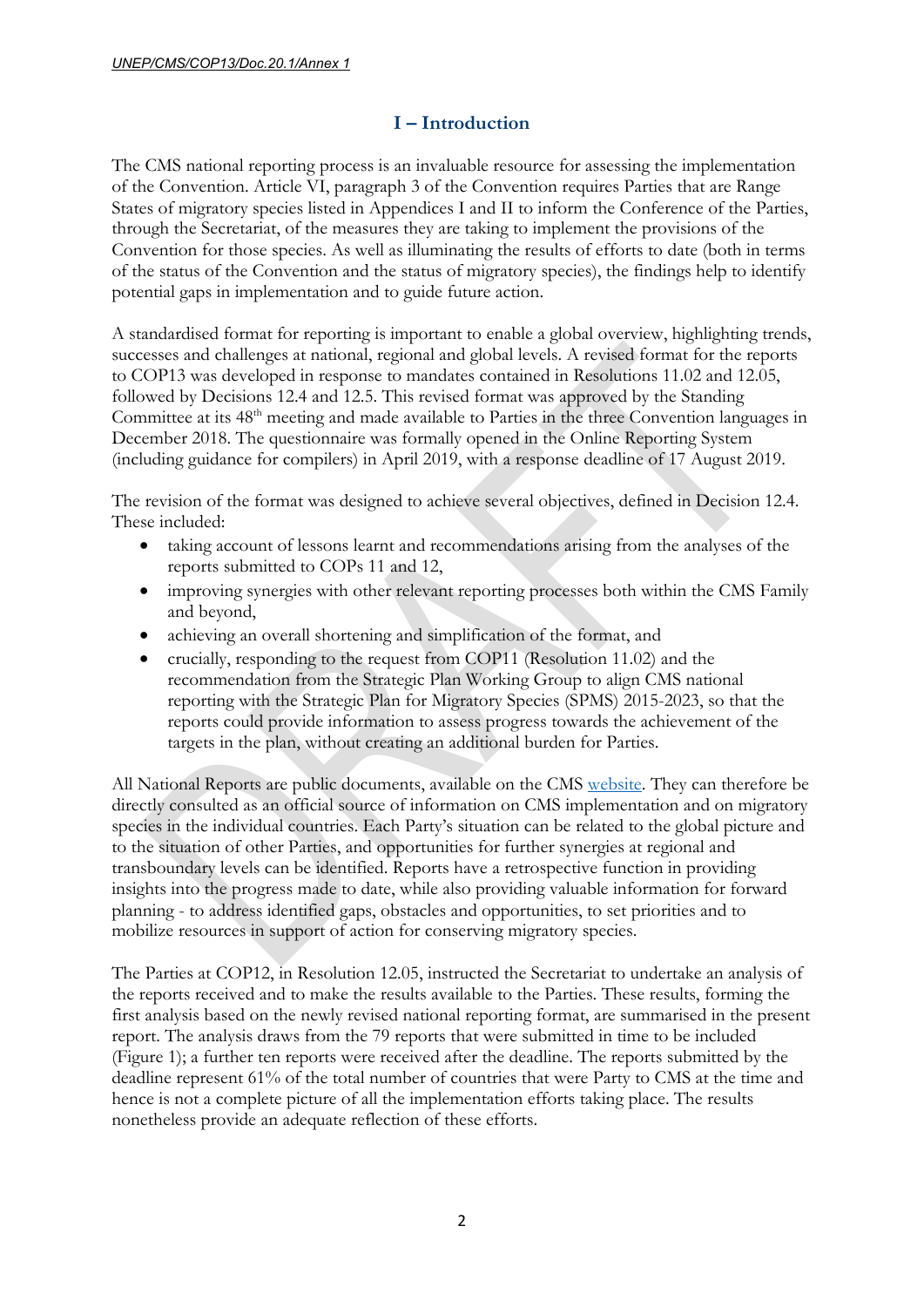## I – Introduction

The CMS national reporting process is an invaluable resource for assessing the implementation of the Convention. Article VI, paragraph 3 of the Convention requires Parties that are Range States of migratory species listed in Appendices I and II to inform the Conference of the Parties, through the Secretariat, of the measures they are taking to implement the provisions of the Convention for those species. As well as illuminating the results of efforts to date (both in terms of the status of the Convention and the status of migratory species), the findings help to identify potential gaps in implementation and to guide future action.

A standardised format for reporting is important to enable a global overview, highlighting trends, successes and challenges at national, regional and global levels. A revised format for the reports to COP13 was developed in response to mandates contained in Resolutions 11.02 and 12.05, followed by Decisions 12.4 and 12.5. This revised format was approved by the Standing Committee at its 48th meeting and made available to Parties in the three Convention languages in December 2018. The questionnaire was formally opened in the Online Reporting System (including guidance for compilers) in April 2019, with a response deadline of 17 August 2019.

The revision of the format was designed to achieve several objectives, defined in Decision 12.4. These included:

- taking account of lessons learnt and recommendations arising from the analyses of the reports submitted to COPs 11 and 12,
- improving synergies with other relevant reporting processes both within the CMS Family and beyond,
- achieving an overall shortening and simplification of the format, and
- crucially, responding to the request from COP11 (Resolution 11.02) and the recommendation from the Strategic Plan Working Group to align CMS national reporting with the Strategic Plan for Migratory Species (SPMS) 2015-2023, so that the reports could provide information to assess progress towards the achievement of the targets in the plan, without creating an additional burden for Parties.

All National Reports are public documents, available on the CMS website. They can therefore be directly consulted as an official source of information on CMS implementation and on migratory species in the individual countries. Each Party's situation can be related to the global picture and to the situation of other Parties, and opportunities for further synergies at regional and transboundary levels can be identified. Reports have a retrospective function in providing insights into the progress made to date, while also providing valuable information for forward planning - to address identified gaps, obstacles and opportunities, to set priorities and to mobilize resources in support of action for conserving migratory species.

The Parties at COP12, in Resolution 12.05, instructed the Secretariat to undertake an analysis of the reports received and to make the results available to the Parties. These results, forming the first analysis based on the newly revised national reporting format, are summarised in the present report. The analysis draws from the 79 reports that were submitted in time to be included (Figure 1); a further ten reports were received after the deadline. The reports submitted by the deadline represent 61% of the total number of countries that were Party to CMS at the time and hence is not a complete picture of all the implementation efforts taking place. The results nonetheless provide an adequate reflection of these efforts.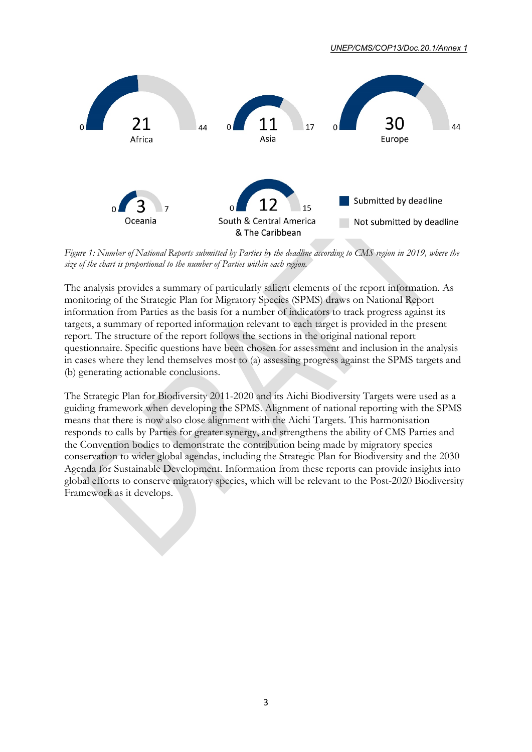| Region | Submitted by deadline | Total Parties |
| --- | --- | --- |
| Africa | 21 | 44 |
| Asia | 11 | 17 |
| Europe | 30 | 44 |
| Oceania | 3 | 7 |
| South & Central America & The Caribbean | 12 | 15 |

Submitted by deadline / Not submitted by deadline

*Figure 1: Number of National Reports submitted by Parties by the deadline according to CMS region in 2019, where the size of the chart is proportional to the number of Parties within each region.*

The analysis provides a summary of particularly salient elements of the report information. As monitoring of the Strategic Plan for Migratory Species (SPMS) draws on National Report information from Parties as the basis for a number of indicators to track progress against its targets, a summary of reported information relevant to each target is provided in the present report. The structure of the report follows the sections in the original national report questionnaire. Specific questions have been chosen for assessment and inclusion in the analysis in cases where they lend themselves most to (a) assessing progress against the SPMS targets and (b) generating actionable conclusions.

The Strategic Plan for Biodiversity 2011-2020 and its Aichi Biodiversity Targets were used as a guiding framework when developing the SPMS. Alignment of national reporting with the SPMS means that there is now also close alignment with the Aichi Targets. This harmonisation responds to calls by Parties for greater synergy, and strengthens the ability of CMS Parties and the Convention bodies to demonstrate the contribution being made by migratory species conservation to wider global agendas, including the Strategic Plan for Biodiversity and the 2030 Agenda for Sustainable Development. Information from these reports can provide insights into global efforts to conserve migratory species, which will be relevant to the Post-2020 Biodiversity Framework as it develops.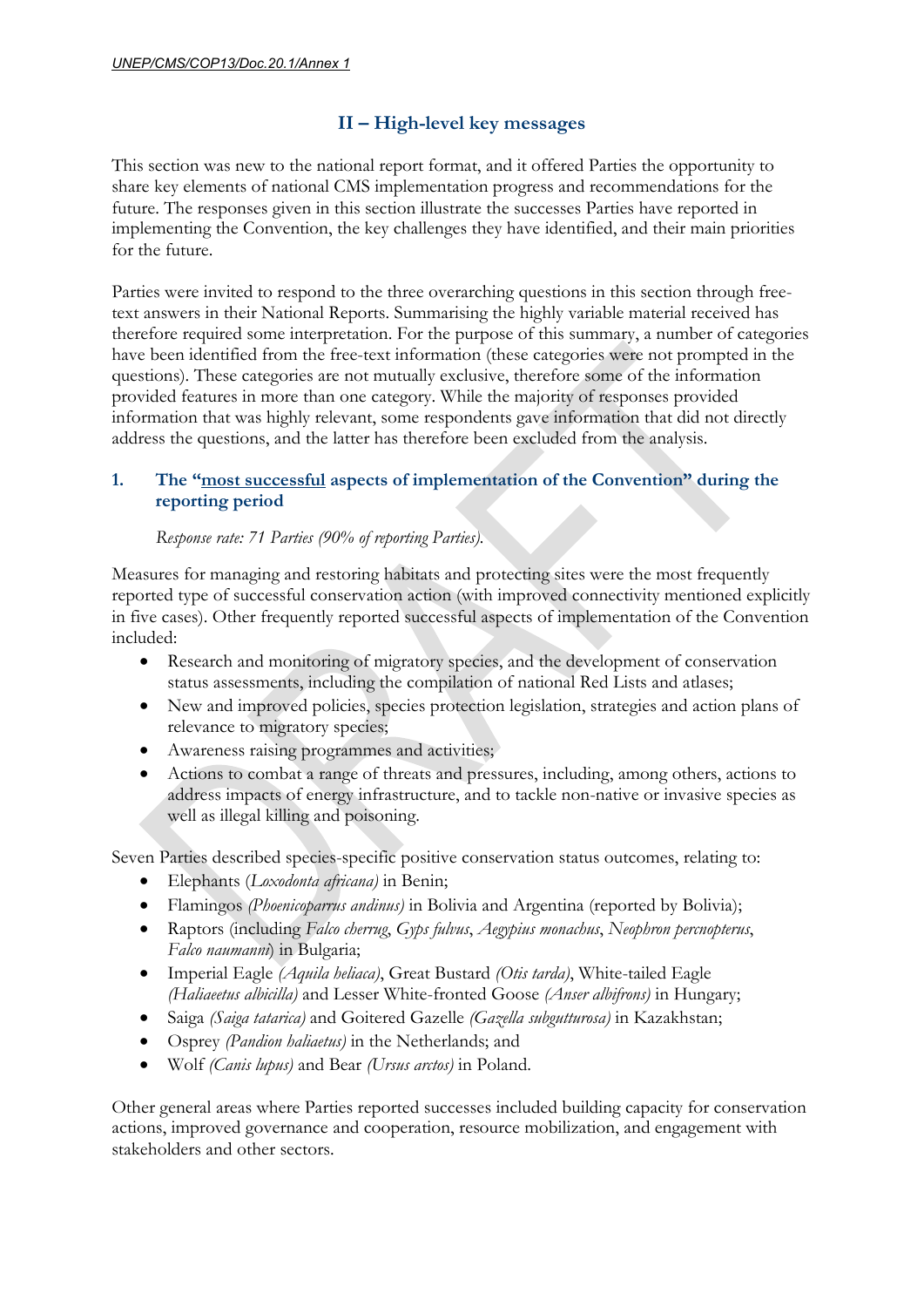## II – High-level key messages

This section was new to the national report format, and it offered Parties the opportunity to share key elements of national CMS implementation progress and recommendations for the future. The responses given in this section illustrate the successes Parties have reported in implementing the Convention, the key challenges they have identified, and their main priorities for the future.

Parties were invited to respond to the three overarching questions in this section through free-text answers in their National Reports. Summarising the highly variable material received has therefore required some interpretation. For the purpose of this summary, a number of categories have been identified from the free-text information (these categories were not prompted in the questions). These categories are not mutually exclusive, therefore some of the information provided features in more than one category. While the majority of responses provided information that was highly relevant, some respondents gave information that did not directly address the questions, and the latter has therefore been excluded from the analysis.

### 1. The "most successful aspects of implementation of the Convention" during the reporting period

*Response rate: 71 Parties (90% of reporting Parties).*

Measures for managing and restoring habitats and protecting sites were the most frequently reported type of successful conservation action (with improved connectivity mentioned explicitly in five cases). Other frequently reported successful aspects of implementation of the Convention included:

- Research and monitoring of migratory species, and the development of conservation status assessments, including the compilation of national Red Lists and atlases;
- New and improved policies, species protection legislation, strategies and action plans of relevance to migratory species;
- Awareness raising programmes and activities;
- Actions to combat a range of threats and pressures, including, among others, actions to address impacts of energy infrastructure, and to tackle non-native or invasive species as well as illegal killing and poisoning.

Seven Parties described species-specific positive conservation status outcomes, relating to:

- Elephants (*Loxodonta africana)* in Benin;
- Flamingos *(Phoenicoparrus andinus)* in Bolivia and Argentina (reported by Bolivia);
- Raptors (including *Falco cherrug*, *Gyps fulvus*, *Aegypius monachus*, *Neophron percnopterus*, *Falco naumanni*) in Bulgaria;
- Imperial Eagle *(Aquila heliaca)*, Great Bustard *(Otis tarda)*, White-tailed Eagle *(Haliaeetus albicilla)* and Lesser White-fronted Goose *(Anser albifrons)* in Hungary;
- Saiga *(Saiga tatarica)* and Goitered Gazelle *(Gazella subgutturosa)* in Kazakhstan;
- Osprey *(Pandion haliaetus)* in the Netherlands; and
- Wolf *(Canis lupus)* and Bear *(Ursus arctos)* in Poland.

Other general areas where Parties reported successes included building capacity for conservation actions, improved governance and cooperation, resource mobilization, and engagement with stakeholders and other sectors.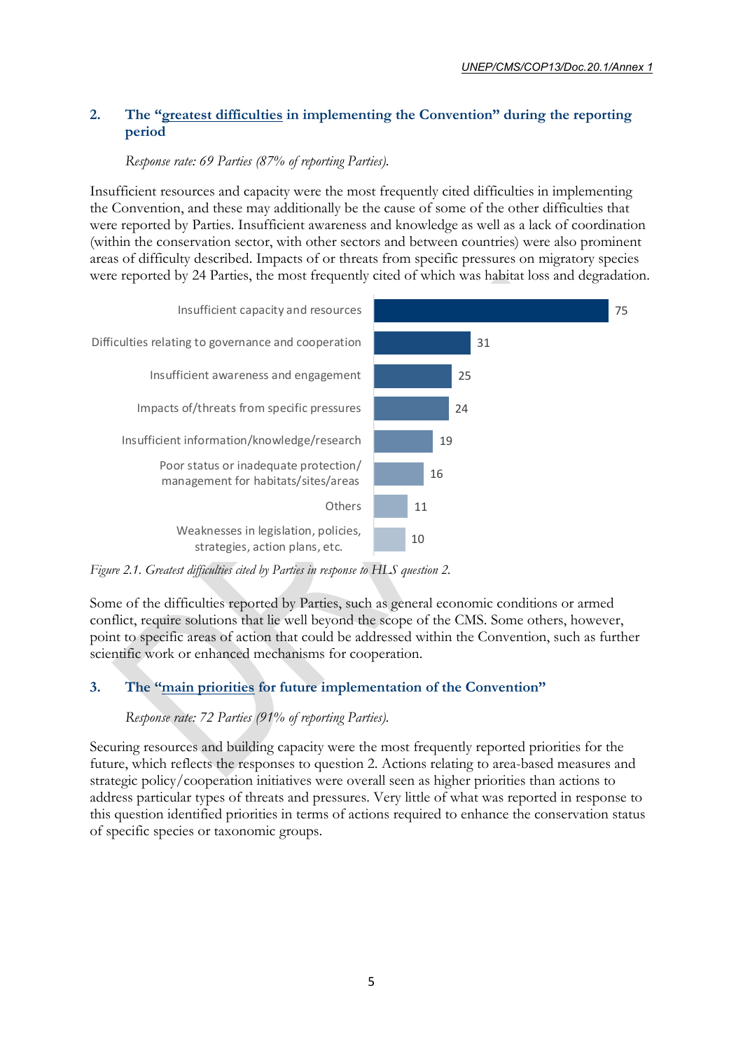## 2. The "greatest difficulties in implementing the Convention" during the reporting period

*Response rate: 69 Parties (87% of reporting Parties).*

Insufficient resources and capacity were the most frequently cited difficulties in implementing the Convention, and these may additionally be the cause of some of the other difficulties that were reported by Parties. Insufficient awareness and knowledge as well as a lack of coordination (within the conservation sector, with other sectors and between countries) were also prominent areas of difficulty described. Impacts of or threats from specific pressures on migratory species were reported by 24 Parties, the most frequently cited of which was habitat loss and degradation.

| Difficulty | Number |
|---|---|
| Insufficient capacity and resources | 75 |
| Difficulties relating to governance and cooperation | 31 |
| Insufficient awareness and engagement | 25 |
| Impacts of/threats from specific pressures | 24 |
| Insufficient information/knowledge/research | 19 |
| Poor status or inadequate protection/management for habitats/sites/areas | 16 |
| Others | 11 |
| Weaknesses in legislation, policies, strategies, action plans, etc. | 10 |

*Figure 2.1. Greatest difficulties cited by Parties in response to HLS question 2.*

Some of the difficulties reported by Parties, such as general economic conditions or armed conflict, require solutions that lie well beyond the scope of the CMS. Some others, however, point to specific areas of action that could be addressed within the Convention, such as further scientific work or enhanced mechanisms for cooperation.

## 3. The "main priorities for future implementation of the Convention"

*Response rate: 72 Parties (91% of reporting Parties).*

Securing resources and building capacity were the most frequently reported priorities for the future, which reflects the responses to question 2. Actions relating to area-based measures and strategic policy/cooperation initiatives were overall seen as higher priorities than actions to address particular types of threats and pressures. Very little of what was reported in response to this question identified priorities in terms of actions required to enhance the conservation status of specific species or taxonomic groups.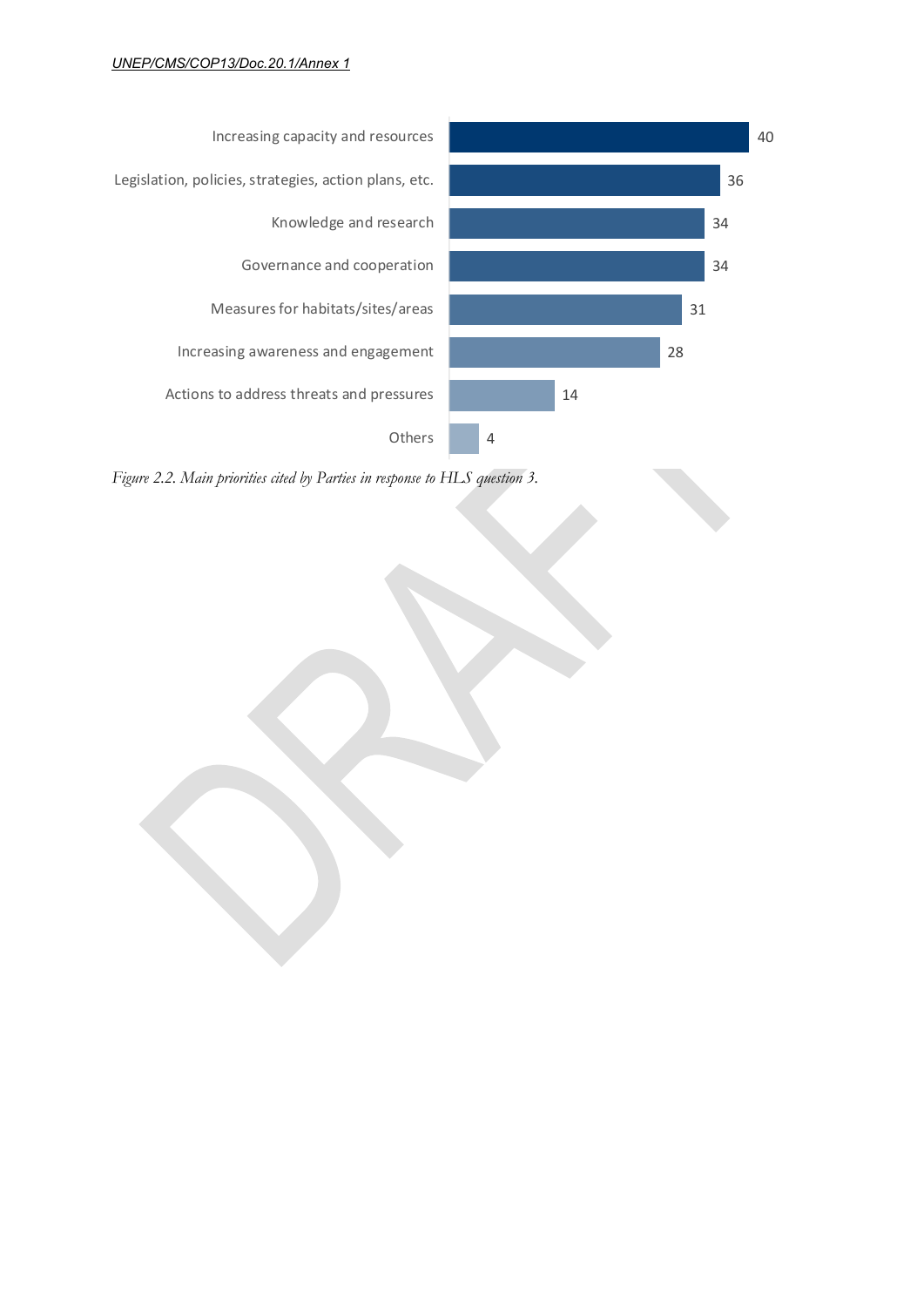| Priority | Number of Parties |
|---|---|
| Increasing capacity and resources | 40 |
| Legislation, policies, strategies, action plans, etc. | 36 |
| Knowledge and research | 34 |
| Governance and cooperation | 34 |
| Measures for habitats/sites/areas | 31 |
| Increasing awareness and engagement | 28 |
| Actions to address threats and pressures | 14 |
| Others | 4 |

*Figure 2.2. Main priorities cited by Parties in response to HLS question 3.*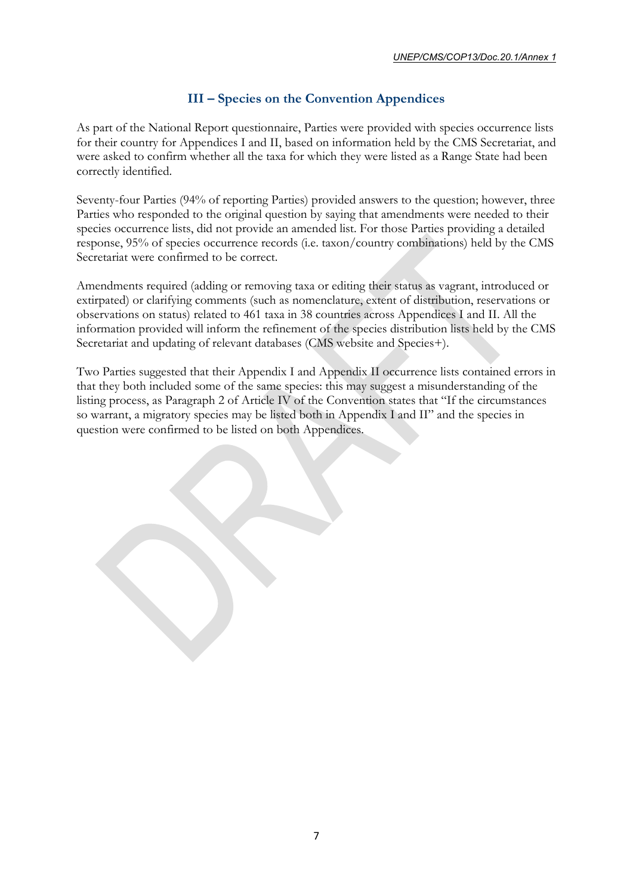## III – Species on the Convention Appendices

As part of the National Report questionnaire, Parties were provided with species occurrence lists for their country for Appendices I and II, based on information held by the CMS Secretariat, and were asked to confirm whether all the taxa for which they were listed as a Range State had been correctly identified.

Seventy-four Parties (94% of reporting Parties) provided answers to the question; however, three Parties who responded to the original question by saying that amendments were needed to their species occurrence lists, did not provide an amended list. For those Parties providing a detailed response, 95% of species occurrence records (i.e. taxon/country combinations) held by the CMS Secretariat were confirmed to be correct.

Amendments required (adding or removing taxa or editing their status as vagrant, introduced or extirpated) or clarifying comments (such as nomenclature, extent of distribution, reservations or observations on status) related to 461 taxa in 38 countries across Appendices I and II. All the information provided will inform the refinement of the species distribution lists held by the CMS Secretariat and updating of relevant databases (CMS website and Species+).

Two Parties suggested that their Appendix I and Appendix II occurrence lists contained errors in that they both included some of the same species: this may suggest a misunderstanding of the listing process, as Paragraph 2 of Article IV of the Convention states that "If the circumstances so warrant, a migratory species may be listed both in Appendix I and II" and the species in question were confirmed to be listed on both Appendices.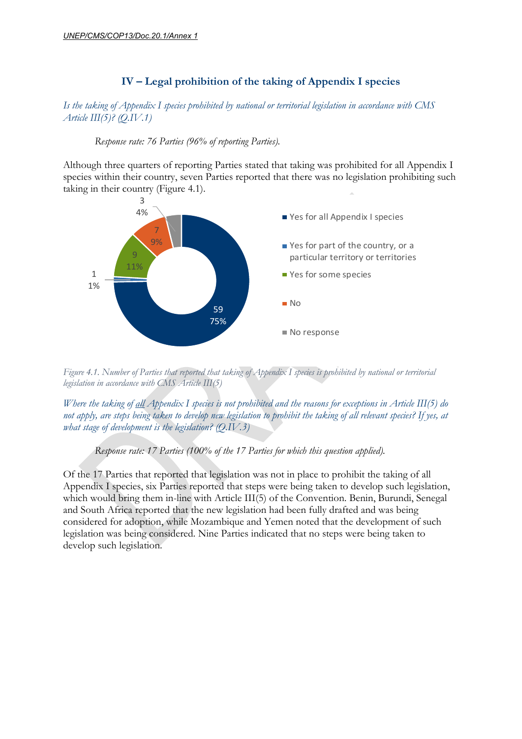## IV – Legal prohibition of the taking of Appendix I species

*Is the taking of Appendix I species prohibited by national or territorial legislation in accordance with CMS Article III(5)? (Q.IV.1)*

*Response rate: 76 Parties (96% of reporting Parties).*

Although three quarters of reporting Parties stated that taking was prohibited for all Appendix I species within their country, seven Parties reported that there was no legislation prohibiting such taking in their country (Figure 4.1).

| Response | Number | % |
|---|---|---|
| Yes for all Appendix I species | 59 | 75% |
| Yes for part of the country, or a particular territory or territories | 1 | 1% |
| Yes for some species | 9 | 11% |
| No | 7 | 9% |
| No response | 3 | 4% |

*Figure 4.1. Number of Parties that reported that taking of Appendix I species is prohibited by national or territorial legislation in accordance with CMS Article III(5)*

*Where the taking of all Appendix I species is not prohibited and the reasons for exceptions in Article III(5) do not apply, are steps being taken to develop new legislation to prohibit the taking of all relevant species? If yes, at what stage of development is the legislation? (Q.IV.3)*

*Response rate: 17 Parties (100% of the 17 Parties for which this question applied).*

Of the 17 Parties that reported that legislation was not in place to prohibit the taking of all Appendix I species, six Parties reported that steps were being taken to develop such legislation, which would bring them in-line with Article III(5) of the Convention. Benin, Burundi, Senegal and South Africa reported that the new legislation had been fully drafted and was being considered for adoption, while Mozambique and Yemen noted that the development of such legislation was being considered. Nine Parties indicated that no steps were being taken to develop such legislation.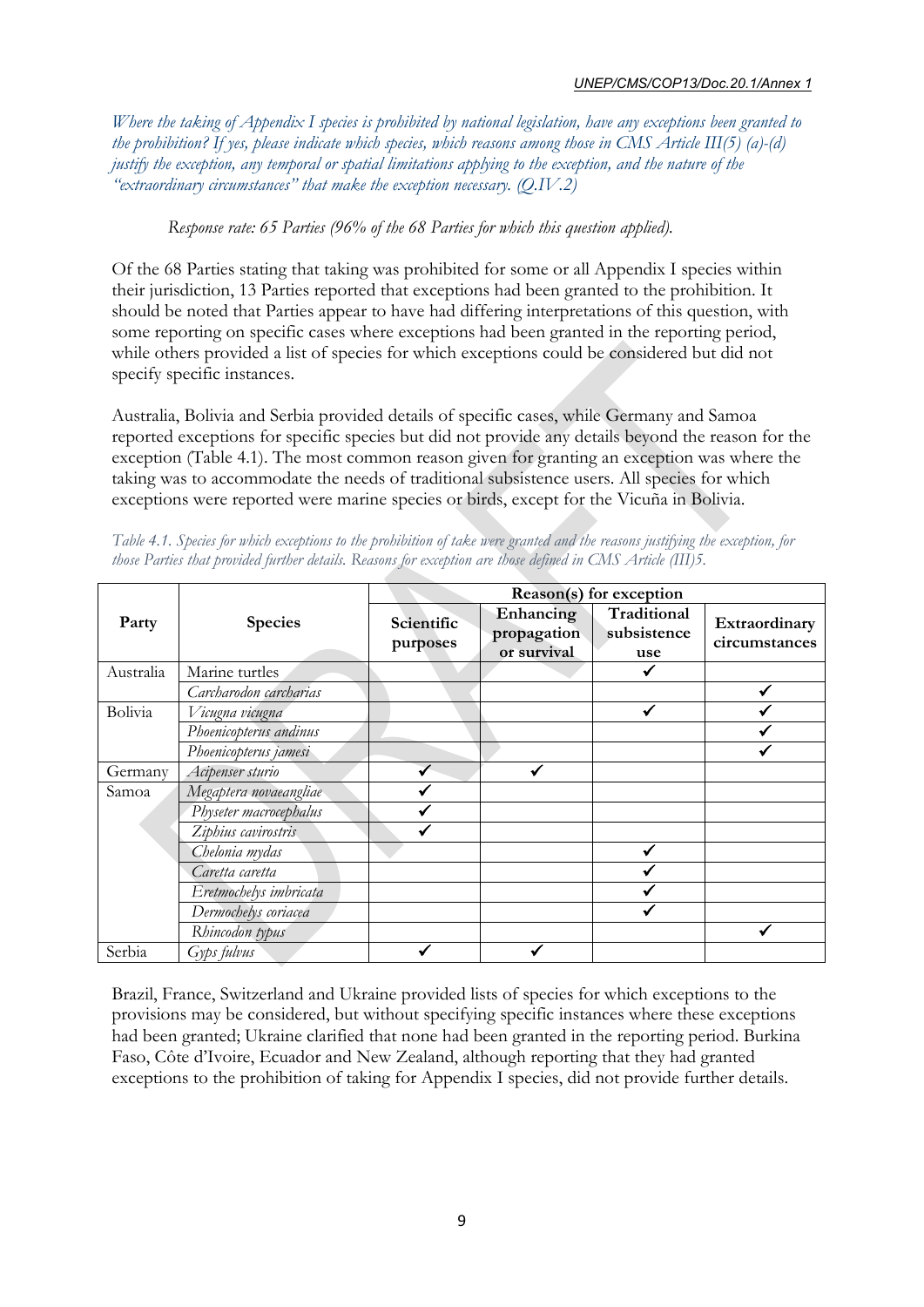*Where the taking of Appendix I species is prohibited by national legislation, have any exceptions been granted to the prohibition? If yes, please indicate which species, which reasons among those in CMS Article III(5) (a)-(d) justify the exception, any temporal or spatial limitations applying to the exception, and the nature of the "extraordinary circumstances" that make the exception necessary. (Q.IV.2)*

*Response rate: 65 Parties (96% of the 68 Parties for which this question applied).*

Of the 68 Parties stating that taking was prohibited for some or all Appendix I species within their jurisdiction, 13 Parties reported that exceptions had been granted to the prohibition. It should be noted that Parties appear to have had differing interpretations of this question, with some reporting on specific cases where exceptions had been granted in the reporting period, while others provided a list of species for which exceptions could be considered but did not specify specific instances.

Australia, Bolivia and Serbia provided details of specific cases, while Germany and Samoa reported exceptions for specific species but did not provide any details beyond the reason for the exception (Table 4.1). The most common reason given for granting an exception was where the taking was to accommodate the needs of traditional subsistence users. All species for which exceptions were reported were marine species or birds, except for the Vicuña in Bolivia.

*Table 4.1. Species for which exceptions to the prohibition of take were granted and the reasons justifying the exception, for those Parties that provided further details. Reasons for exception are those defined in CMS Article (III)5.*

| Party | Species | Reason(s) for exception | | | |
|---|---|---|---|---|---|
| | | **Scientific purposes** | **Enhancing propagation or survival** | **Traditional subsistence use** | **Extraordinary circumstances** |
| Australia | Marine turtles | | | ✓ | |
| | *Carcharodon carcharias* | | | | ✓ |
| Bolivia | *Vicugna vicugna* | | | ✓ | ✓ |
| | *Phoenicopterus andinus* | | | | ✓ |
| | *Phoenicopterus jamesi* | | | | ✓ |
| Germany | *Acipenser sturio* | ✓ | ✓ | | |
| Samoa | *Megaptera novaeangliae* | ✓ | | | |
| | *Physeter macrocephalus* | ✓ | | | |
| | *Ziphius cavirostris* | ✓ | | | |
| | *Chelonia mydas* | | | ✓ | |
| | *Caretta caretta* | | | ✓ | |
| | *Eretmochelys imbricata* | | | ✓ | |
| | *Dermochelys coriacea* | | | ✓ | |
| | *Rhincodon typus* | | | | ✓ |
| Serbia | *Gyps fulvus* | ✓ | ✓ | | |

Brazil, France, Switzerland and Ukraine provided lists of species for which exceptions to the provisions may be considered, but without specifying specific instances where these exceptions had been granted; Ukraine clarified that none had been granted in the reporting period. Burkina Faso, Côte d'Ivoire, Ecuador and New Zealand, although reporting that they had granted exceptions to the prohibition of taking for Appendix I species, did not provide further details.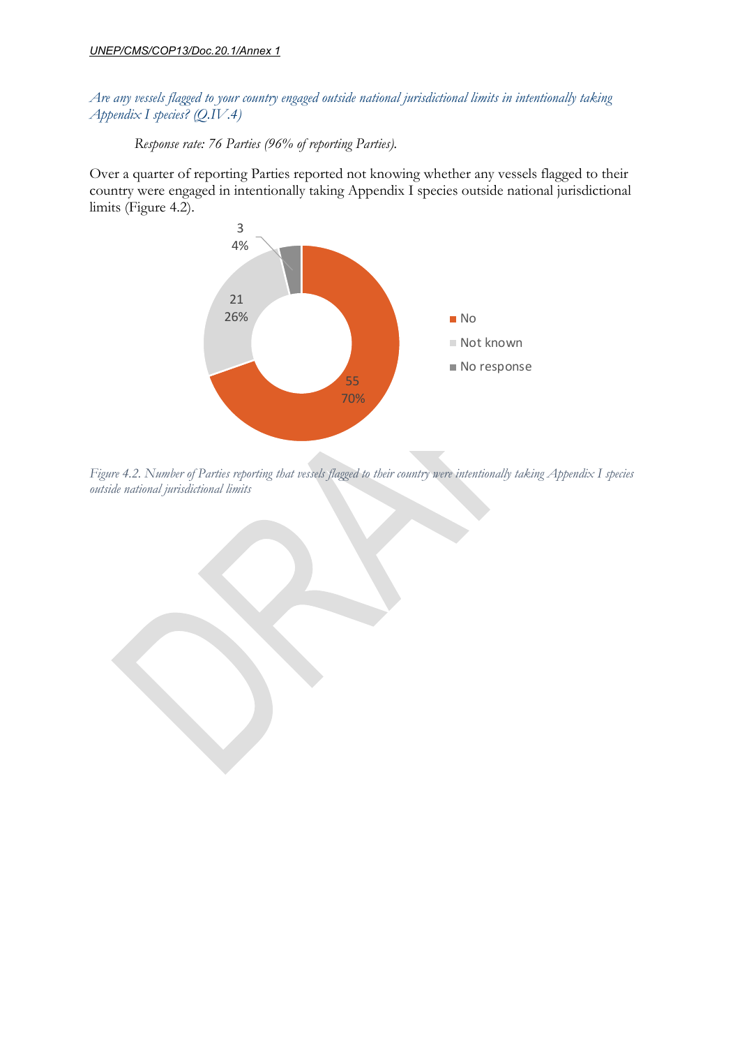*Are any vessels flagged to your country engaged outside national jurisdictional limits in intentionally taking Appendix I species? (Q.IV.4)*

*Response rate: 76 Parties (96% of reporting Parties).*

Over a quarter of reporting Parties reported not knowing whether any vessels flagged to their country were engaged in intentionally taking Appendix I species outside national jurisdictional limits (Figure 4.2).

*Figure 4.2. Number of Parties reporting that vessels flagged to their country were intentionally taking Appendix I species outside national jurisdictional limits*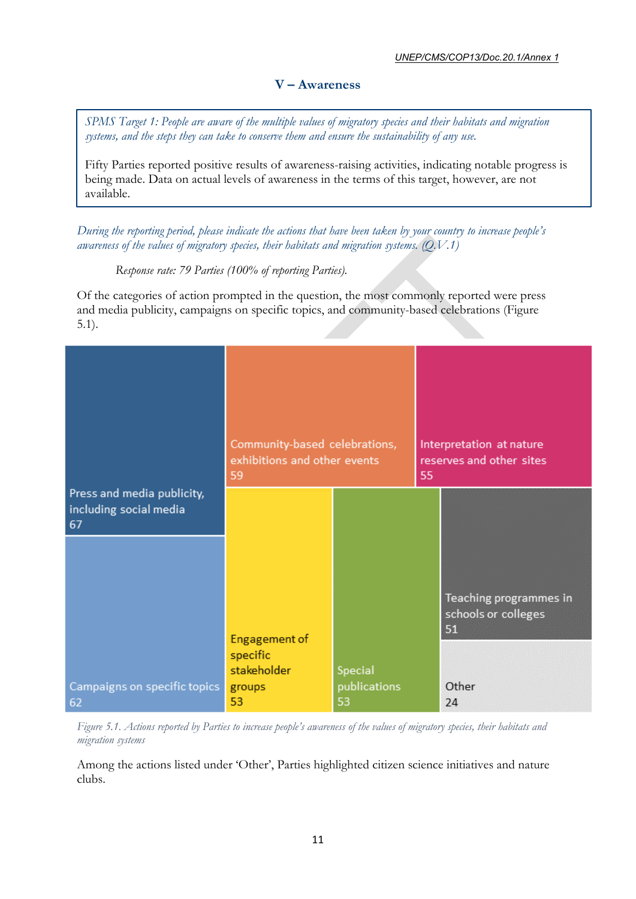## V – Awareness

> *SPMS Target 1: People are aware of the multiple values of migratory species and their habitats and migration systems, and the steps they can take to conserve them and ensure the sustainability of any use.*
>
> Fifty Parties reported positive results of awareness-raising activities, indicating notable progress is being made. Data on actual levels of awareness in the terms of this target, however, are not available.

*During the reporting period, please indicate the actions that have been taken by your country to increase people's awareness of the values of migratory species, their habitats and migration systems. (Q.V.1)*

*Response rate: 79 Parties (100% of reporting Parties).*

Of the categories of action prompted in the question, the most commonly reported were press and media publicity, campaigns on specific topics, and community-based celebrations (Figure 5.1).

| Action | Number of Parties |
|---|---|
| Press and media publicity, including social media | 67 |
| Campaigns on specific topics | 62 |
| Community-based celebrations, exhibitions and other events | 59 |
| Interpretation at nature reserves and other sites | 55 |
| Engagement of specific stakeholder groups | 53 |
| Special publications | 53 |
| Teaching programmes in schools or colleges | 51 |
| Other | 24 |

*Figure 5.1. Actions reported by Parties to increase people's awareness of the values of migratory species, their habitats and migration systems*

Among the actions listed under 'Other', Parties highlighted citizen science initiatives and nature clubs.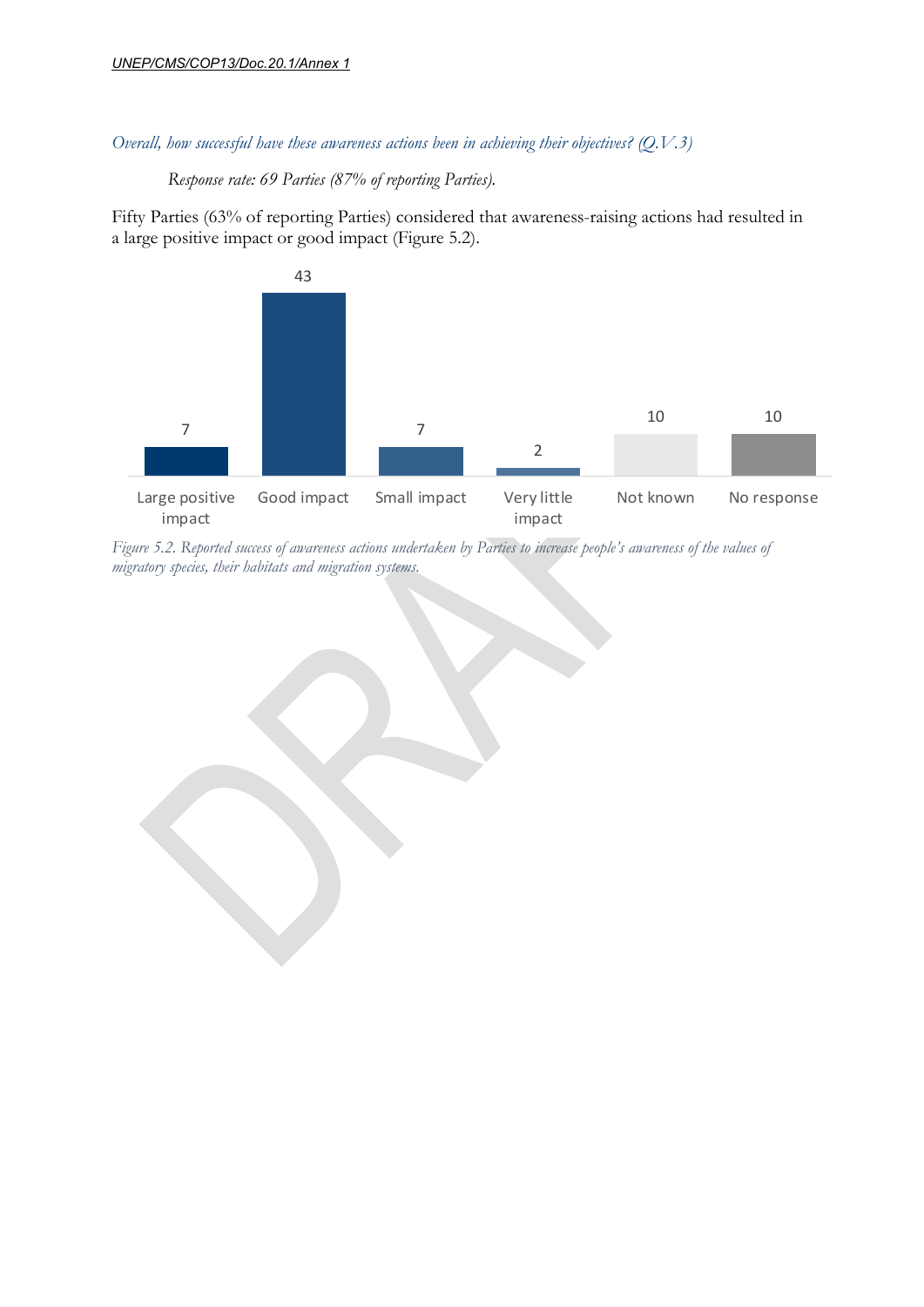*Overall, how successful have these awareness actions been in achieving their objectives? (Q.V.3)*

*Response rate: 69 Parties (87% of reporting Parties).*

Fifty Parties (63% of reporting Parties) considered that awareness-raising actions had resulted in a large positive impact or good impact (Figure 5.2).

| Large positive impact | Good impact | Small impact | Very little impact | Not known | No response |
|---|---|---|---|---|---|
| 7 | 43 | 7 | 2 | 10 | 10 |

*Figure 5.2. Reported success of awareness actions undertaken by Parties to increase people's awareness of the values of migratory species, their habitats and migration systems.*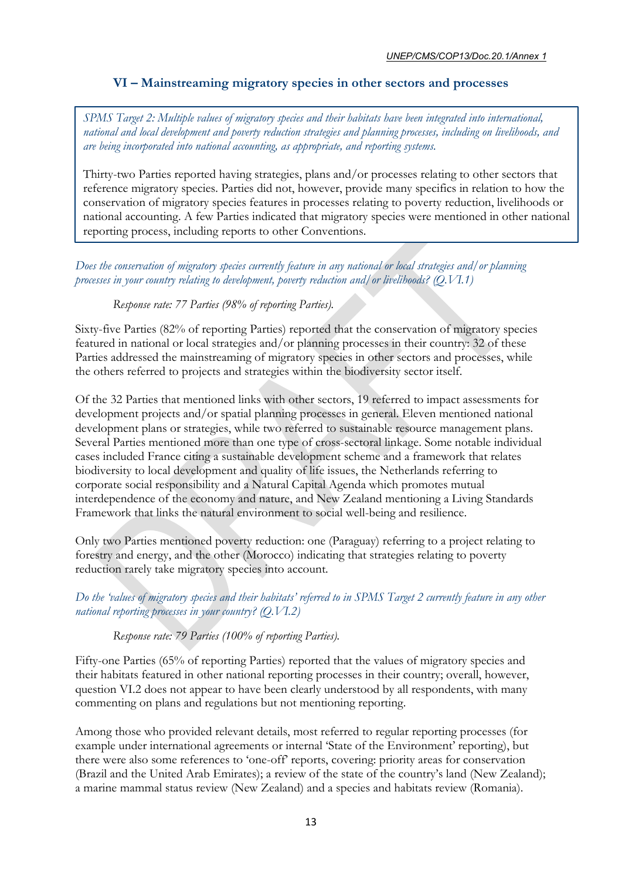## VI – Mainstreaming migratory species in other sectors and processes

*SPMS Target 2: Multiple values of migratory species and their habitats have been integrated into international, national and local development and poverty reduction strategies and planning processes, including on livelihoods, and are being incorporated into national accounting, as appropriate, and reporting systems.*

Thirty-two Parties reported having strategies, plans and/or processes relating to other sectors that reference migratory species. Parties did not, however, provide many specifics in relation to how the conservation of migratory species features in processes relating to poverty reduction, livelihoods or national accounting. A few Parties indicated that migratory species were mentioned in other national reporting process, including reports to other Conventions.

*Does the conservation of migratory species currently feature in any national or local strategies and/or planning processes in your country relating to development, poverty reduction and/or livelihoods? (Q.VI.1)*

*Response rate: 77 Parties (98% of reporting Parties).*

Sixty-five Parties (82% of reporting Parties) reported that the conservation of migratory species featured in national or local strategies and/or planning processes in their country: 32 of these Parties addressed the mainstreaming of migratory species in other sectors and processes, while the others referred to projects and strategies within the biodiversity sector itself.

Of the 32 Parties that mentioned links with other sectors, 19 referred to impact assessments for development projects and/or spatial planning processes in general. Eleven mentioned national development plans or strategies, while two referred to sustainable resource management plans. Several Parties mentioned more than one type of cross-sectoral linkage. Some notable individual cases included France citing a sustainable development scheme and a framework that relates biodiversity to local development and quality of life issues, the Netherlands referring to corporate social responsibility and a Natural Capital Agenda which promotes mutual interdependence of the economy and nature, and New Zealand mentioning a Living Standards Framework that links the natural environment to social well-being and resilience.

Only two Parties mentioned poverty reduction: one (Paraguay) referring to a project relating to forestry and energy, and the other (Morocco) indicating that strategies relating to poverty reduction rarely take migratory species into account.

*Do the 'values of migratory species and their habitats' referred to in SPMS Target 2 currently feature in any other national reporting processes in your country? (Q.VI.2)*

*Response rate: 79 Parties (100% of reporting Parties).*

Fifty-one Parties (65% of reporting Parties) reported that the values of migratory species and their habitats featured in other national reporting processes in their country; overall, however, question VI.2 does not appear to have been clearly understood by all respondents, with many commenting on plans and regulations but not mentioning reporting.

Among those who provided relevant details, most referred to regular reporting processes (for example under international agreements or internal 'State of the Environment' reporting), but there were also some references to 'one-off' reports, covering: priority areas for conservation (Brazil and the United Arab Emirates); a review of the state of the country's land (New Zealand); a marine mammal status review (New Zealand) and a species and habitats review (Romania).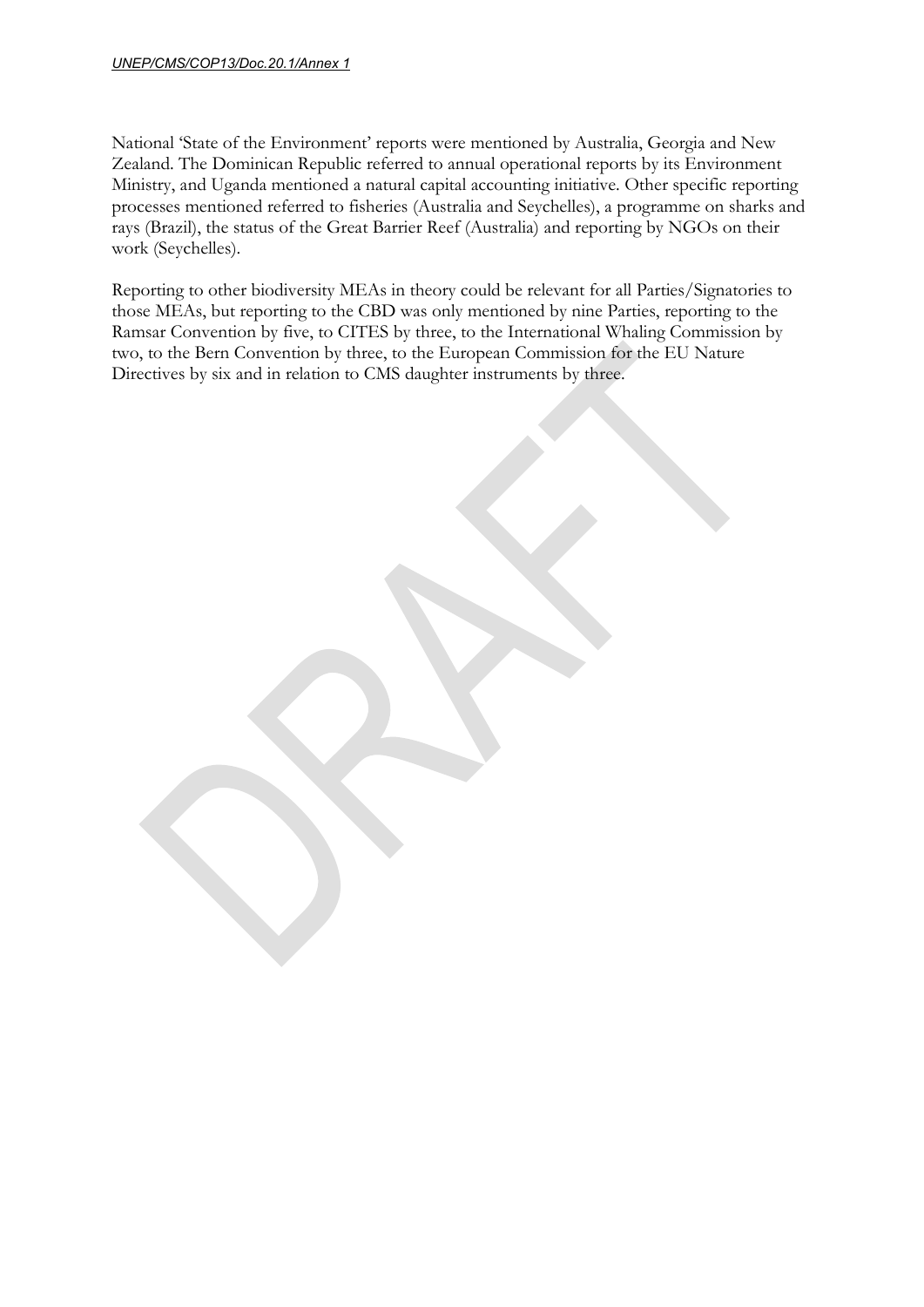National 'State of the Environment' reports were mentioned by Australia, Georgia and New Zealand. The Dominican Republic referred to annual operational reports by its Environment Ministry, and Uganda mentioned a natural capital accounting initiative. Other specific reporting processes mentioned referred to fisheries (Australia and Seychelles), a programme on sharks and rays (Brazil), the status of the Great Barrier Reef (Australia) and reporting by NGOs on their work (Seychelles).

Reporting to other biodiversity MEAs in theory could be relevant for all Parties/Signatories to those MEAs, but reporting to the CBD was only mentioned by nine Parties, reporting to the Ramsar Convention by five, to CITES by three, to the International Whaling Commission by two, to the Bern Convention by three, to the European Commission for the EU Nature Directives by six and in relation to CMS daughter instruments by three.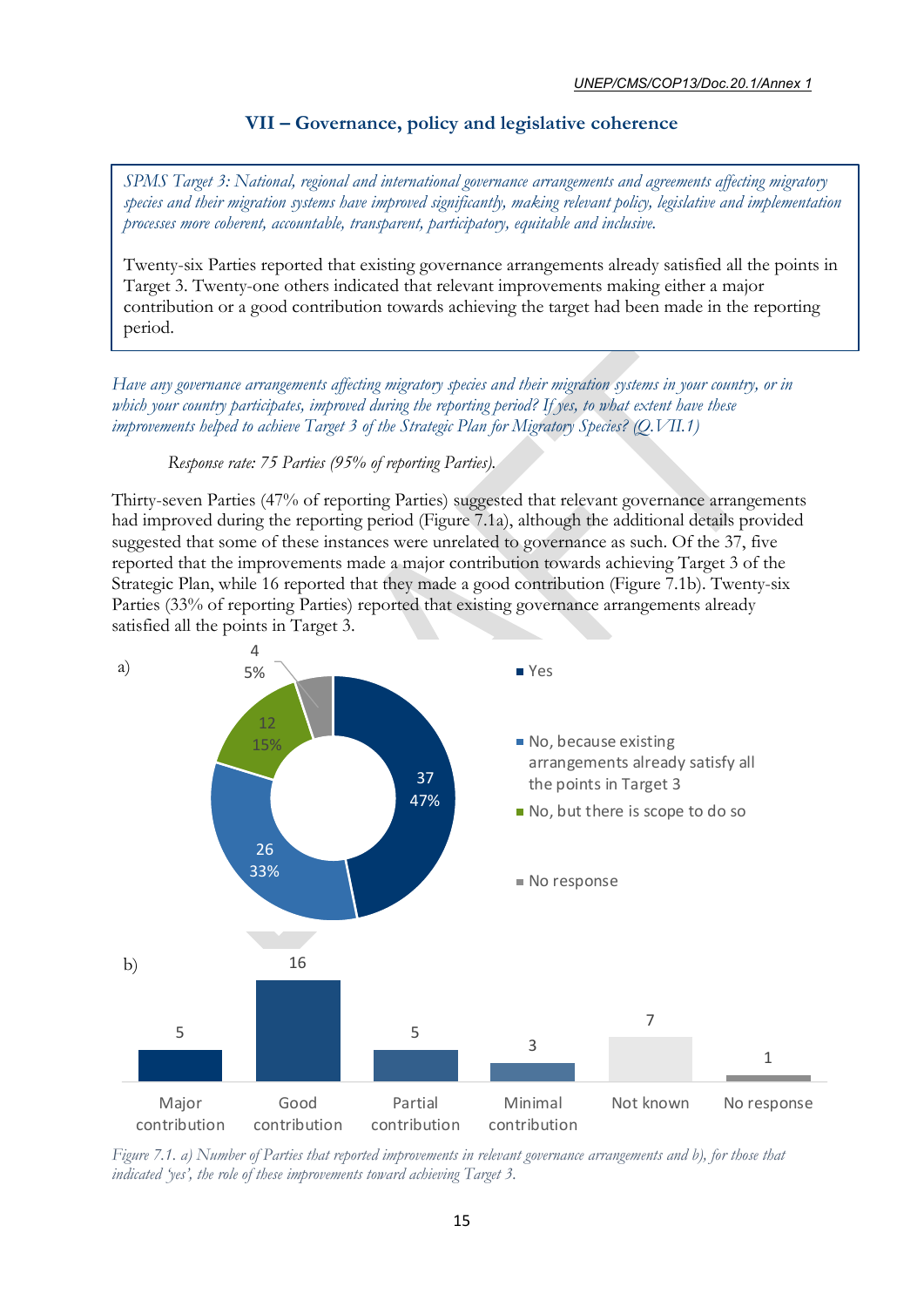## VII – Governance, policy and legislative coherence

> *SPMS Target 3: National, regional and international governance arrangements and agreements affecting migratory species and their migration systems have improved significantly, making relevant policy, legislative and implementation processes more coherent, accountable, transparent, participatory, equitable and inclusive.*
>
> Twenty-six Parties reported that existing governance arrangements already satisfied all the points in Target 3. Twenty-one others indicated that relevant improvements making either a major contribution or a good contribution towards achieving the target had been made in the reporting period.

*Have any governance arrangements affecting migratory species and their migration systems in your country, or in which your country participates, improved during the reporting period? If yes, to what extent have these improvements helped to achieve Target 3 of the Strategic Plan for Migratory Species? (Q.VII.1)*

*Response rate: 75 Parties (95% of reporting Parties).*

Thirty-seven Parties (47% of reporting Parties) suggested that relevant governance arrangements had improved during the reporting period (Figure 7.1a), although the additional details provided suggested that some of these instances were unrelated to governance as such. Of the 37, five reported that the improvements made a major contribution towards achieving Target 3 of the Strategic Plan, while 16 reported that they made a good contribution (Figure 7.1b). Twenty-six Parties (33% of reporting Parties) reported that existing governance arrangements already satisfied all the points in Target 3.

a)

| Response | Number | % |
|---|---|---|
| Yes | 37 | 47% |
| No, because existing arrangements already satisfy all the points in Target 3 | 26 | 33% |
| No, but there is scope to do so | 12 | 15% |
| No response | 4 | 5% |

b)

| Major contribution | Good contribution | Partial contribution | Minimal contribution | Not known | No response |
|---|---|---|---|---|---|
| 5 | 16 | 5 | 3 | 7 | 1 |

*Figure 7.1. a) Number of Parties that reported improvements in relevant governance arrangements and b), for those that indicated 'yes', the role of these improvements toward achieving Target 3.*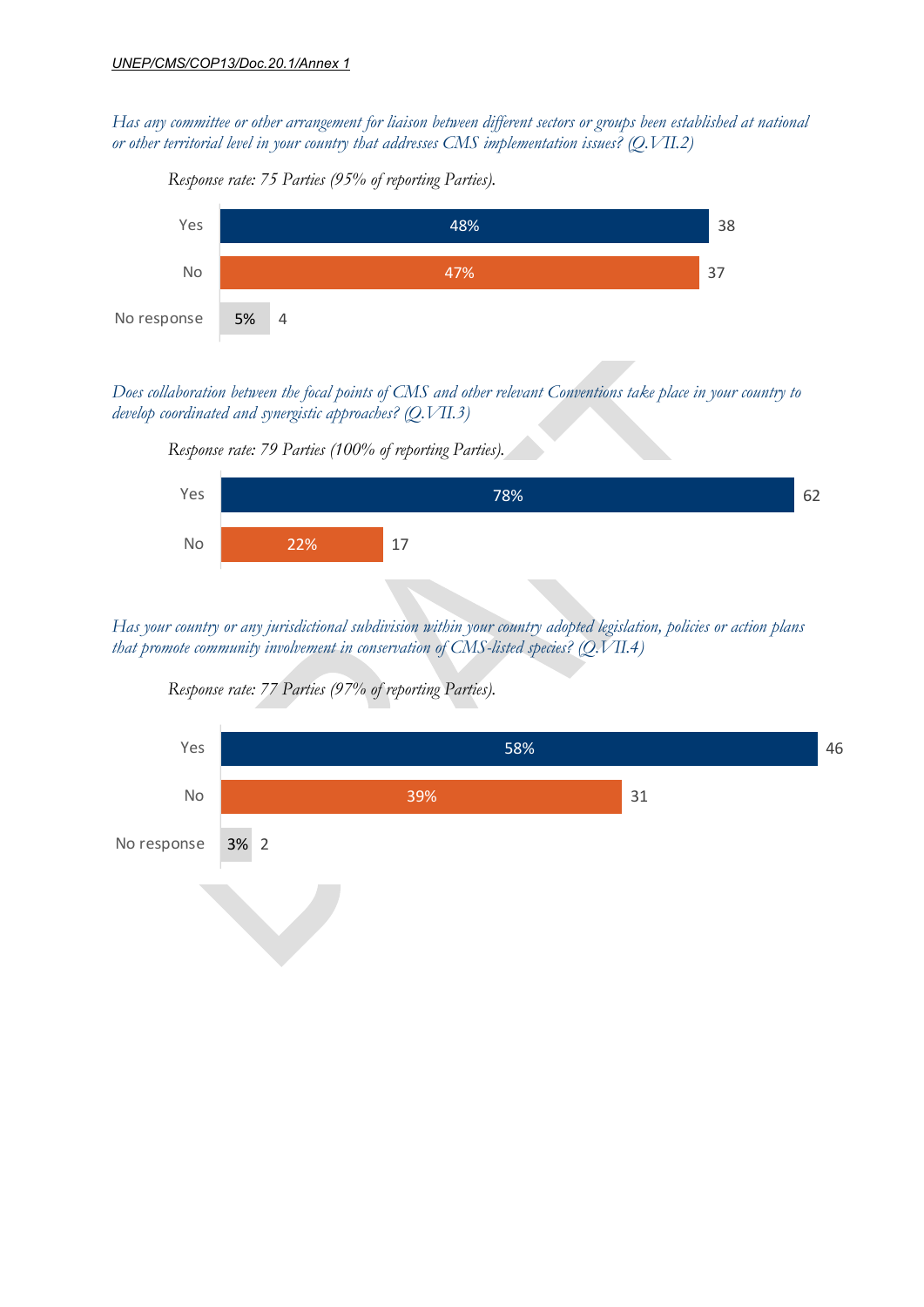*Has any committee or other arrangement for liaison between different sectors or groups been established at national or other territorial level in your country that addresses CMS implementation issues? (Q.VII.2)*

*Response rate: 75 Parties (95% of reporting Parties).*

| Response | % | Count |
|---|---|---|
| Yes | 48% | 38 |
| No | 47% | 37 |
| No response | 5% | 4 |

*Does collaboration between the focal points of CMS and other relevant Conventions take place in your country to develop coordinated and synergistic approaches? (Q.VII.3)*

*Response rate: 79 Parties (100% of reporting Parties).*

| Response | % | Count |
|---|---|---|
| Yes | 78% | 62 |
| No | 22% | 17 |

*Has your country or any jurisdictional subdivision within your country adopted legislation, policies or action plans that promote community involvement in conservation of CMS-listed species? (Q.VII.4)*

*Response rate: 77 Parties (97% of reporting Parties).*

| Response | % | Count |
|---|---|---|
| Yes | 58% | 46 |
| No | 39% | 31 |
| No response | 3% | 2 |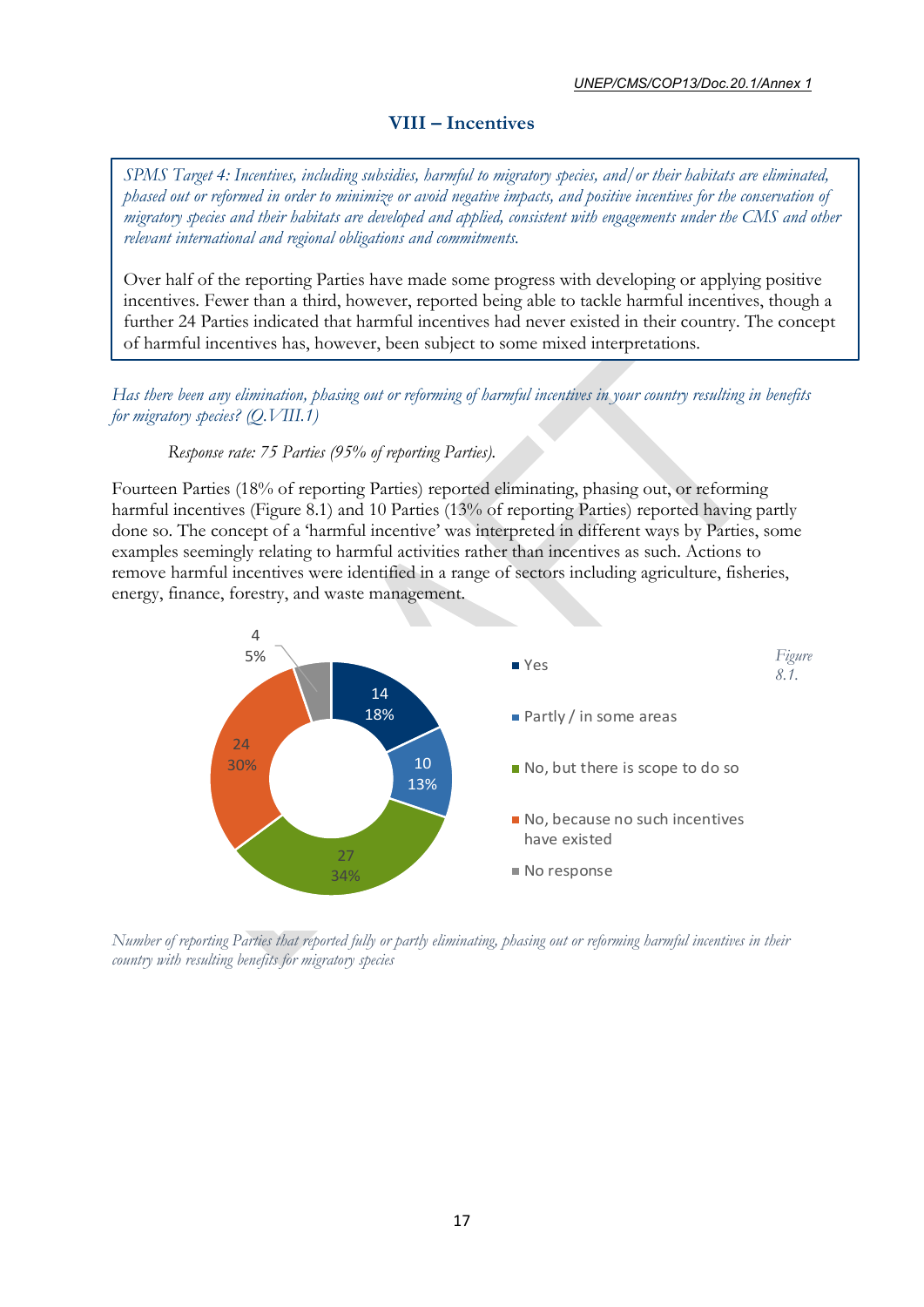## VIII – Incentives

*SPMS Target 4: Incentives, including subsidies, harmful to migratory species, and/or their habitats are eliminated, phased out or reformed in order to minimize or avoid negative impacts, and positive incentives for the conservation of migratory species and their habitats are developed and applied, consistent with engagements under the CMS and other relevant international and regional obligations and commitments.*

Over half of the reporting Parties have made some progress with developing or applying positive incentives. Fewer than a third, however, reported being able to tackle harmful incentives, though a further 24 Parties indicated that harmful incentives had never existed in their country. The concept of harmful incentives has, however, been subject to some mixed interpretations.

*Has there been any elimination, phasing out or reforming of harmful incentives in your country resulting in benefits for migratory species? (Q.VIII.1)*

*Response rate: 75 Parties (95% of reporting Parties).*

Fourteen Parties (18% of reporting Parties) reported eliminating, phasing out, or reforming harmful incentives (Figure 8.1) and 10 Parties (13% of reporting Parties) reported having partly done so. The concept of a 'harmful incentive' was interpreted in different ways by Parties, some examples seemingly relating to harmful activities rather than incentives as such. Actions to remove harmful incentives were identified in a range of sectors including agriculture, fisheries, energy, finance, forestry, and waste management.

| Response | Number | % |
|---|---|---|
| Yes | 14 | 18% |
| Partly / in some areas | 10 | 13% |
| No, but there is scope to do so | 27 | 34% |
| No, because no such incentives have existed | 24 | 30% |
| No response | 4 | 5% |

*Figure 8.1.*

*Number of reporting Parties that reported fully or partly eliminating, phasing out or reforming harmful incentives in their country with resulting benefits for migratory species*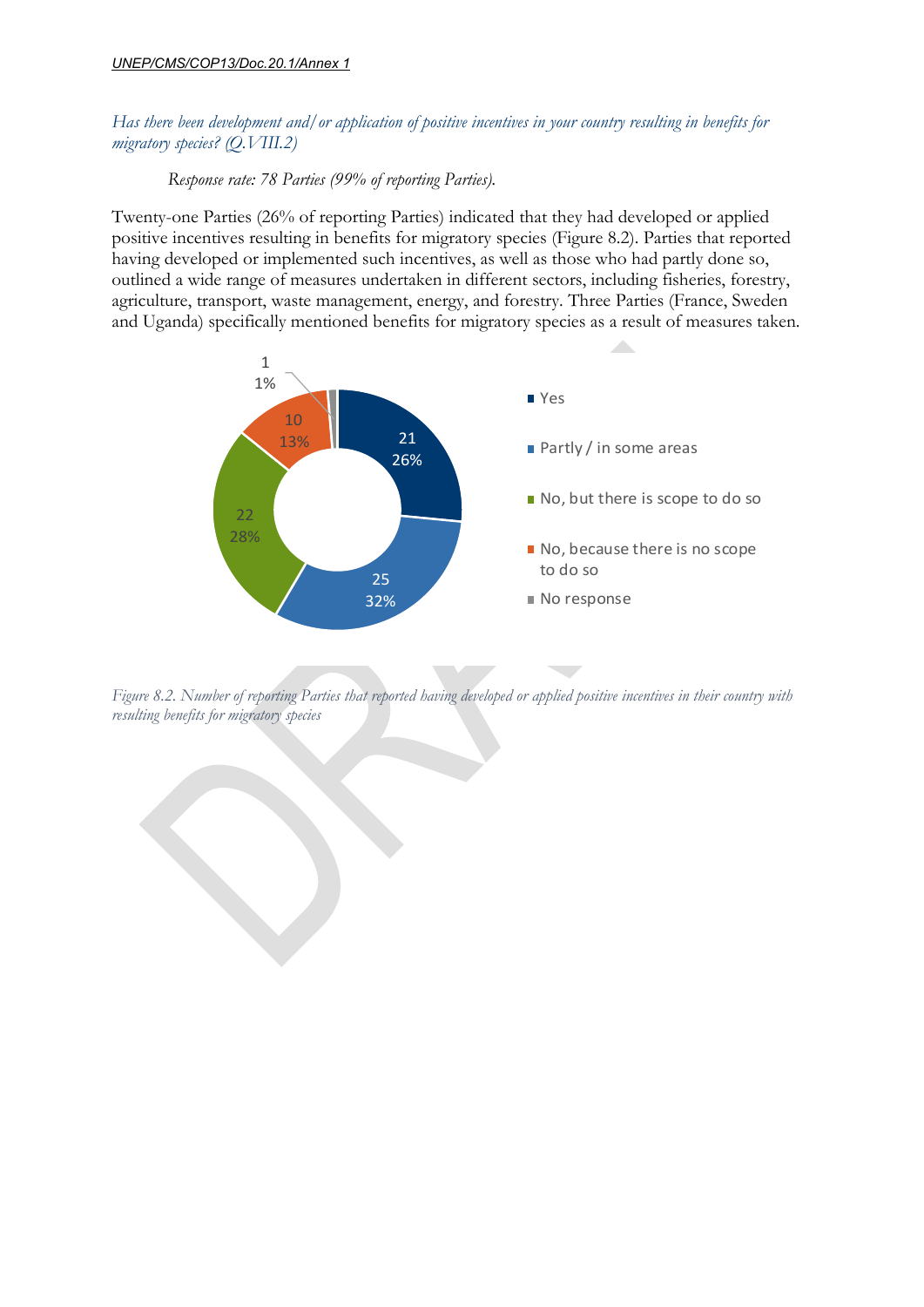*Has there been development and/or application of positive incentives in your country resulting in benefits for migratory species? (Q.VIII.2)*

*Response rate: 78 Parties (99% of reporting Parties).*

Twenty-one Parties (26% of reporting Parties) indicated that they had developed or applied positive incentives resulting in benefits for migratory species (Figure 8.2). Parties that reported having developed or implemented such incentives, as well as those who had partly done so, outlined a wide range of measures undertaken in different sectors, including fisheries, forestry, agriculture, transport, waste management, energy, and forestry. Three Parties (France, Sweden and Uganda) specifically mentioned benefits for migratory species as a result of measures taken.

| Response | Number | Percentage |
|---|---|---|
| Yes | 21 | 26% |
| Partly / in some areas | 25 | 32% |
| No, but there is scope to do so | 22 | 28% |
| No, because there is no scope to do so | 10 | 13% |
| No response | 1 | 1% |

*Figure 8.2. Number of reporting Parties that reported having developed or applied positive incentives in their country with resulting benefits for migratory species*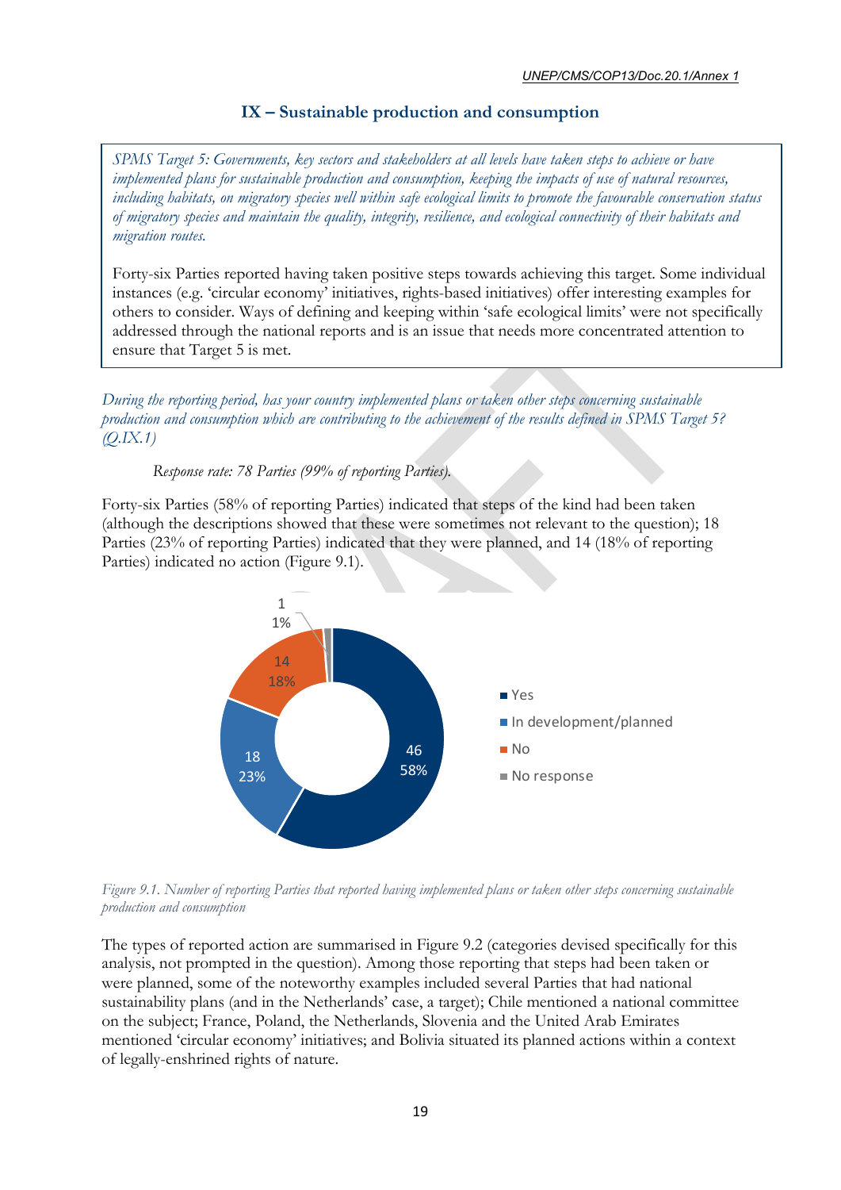## IX – Sustainable production and consumption

*SPMS Target 5: Governments, key sectors and stakeholders at all levels have taken steps to achieve or have implemented plans for sustainable production and consumption, keeping the impacts of use of natural resources, including habitats, on migratory species well within safe ecological limits to promote the favourable conservation status of migratory species and maintain the quality, integrity, resilience, and ecological connectivity of their habitats and migration routes.*

Forty-six Parties reported having taken positive steps towards achieving this target. Some individual instances (e.g. 'circular economy' initiatives, rights-based initiatives) offer interesting examples for others to consider. Ways of defining and keeping within 'safe ecological limits' were not specifically addressed through the national reports and is an issue that needs more concentrated attention to ensure that Target 5 is met.

*During the reporting period, has your country implemented plans or taken other steps concerning sustainable production and consumption which are contributing to the achievement of the results defined in SPMS Target 5? (Q.IX.1)*

*Response rate: 78 Parties (99% of reporting Parties).*

Forty-six Parties (58% of reporting Parties) indicated that steps of the kind had been taken (although the descriptions showed that these were sometimes not relevant to the question); 18 Parties (23% of reporting Parties) indicated that they were planned, and 14 (18% of reporting Parties) indicated no action (Figure 9.1).

| Response | Number | Percentage |
|---|---|---|
| Yes | 46 | 58% |
| In development/planned | 18 | 23% |
| No | 14 | 18% |
| No response | 1 | 1% |

*Figure 9.1. Number of reporting Parties that reported having implemented plans or taken other steps concerning sustainable production and consumption*

The types of reported action are summarised in Figure 9.2 (categories devised specifically for this analysis, not prompted in the question). Among those reporting that steps had been taken or were planned, some of the noteworthy examples included several Parties that had national sustainability plans (and in the Netherlands' case, a target); Chile mentioned a national committee on the subject; France, Poland, the Netherlands, Slovenia and the United Arab Emirates mentioned 'circular economy' initiatives; and Bolivia situated its planned actions within a context of legally-enshrined rights of nature.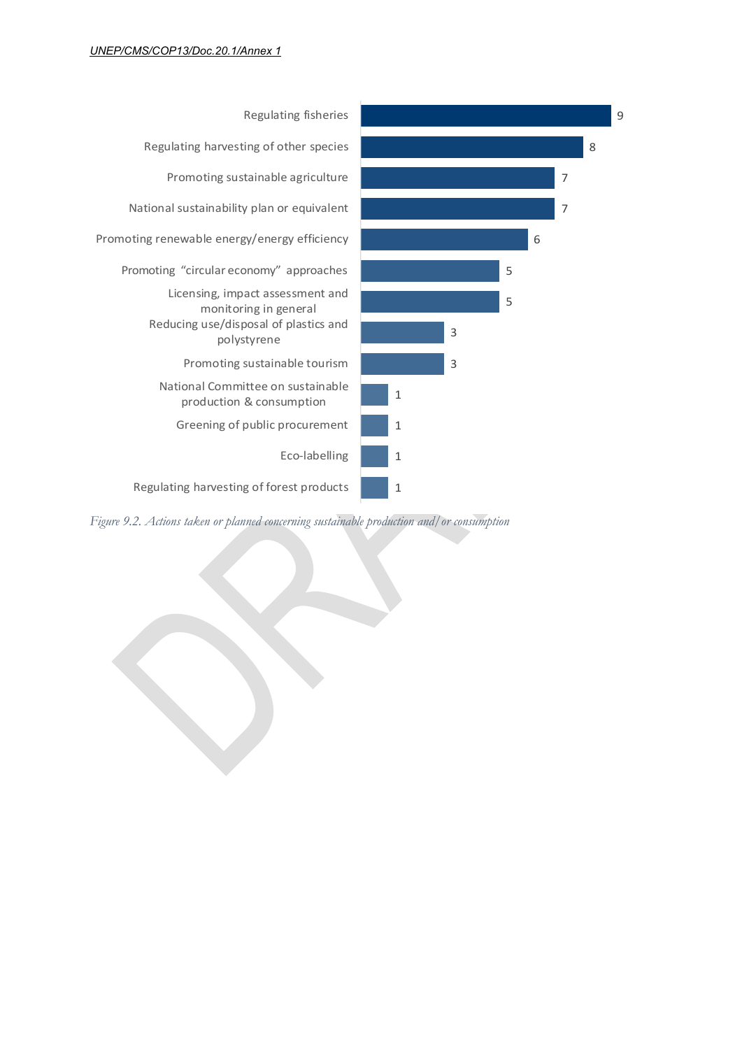| Action | Number |
|---|---|
| Regulating fisheries | 9 |
| Regulating harvesting of other species | 8 |
| Promoting sustainable agriculture | 7 |
| National sustainability plan or equivalent | 7 |
| Promoting renewable energy/energy efficiency | 6 |
| Promoting "circular economy" approaches | 5 |
| Licensing, impact assessment and monitoring in general | 5 |
| Reducing use/disposal of plastics and polystyrene | 3 |
| Promoting sustainable tourism | 3 |
| National Committee on sustainable production & consumption | 1 |
| Greening of public procurement | 1 |
| Eco-labelling | 1 |
| Regulating harvesting of forest products | 1 |

*Figure 9.2. Actions taken or planned concerning sustainable production and/or consumption*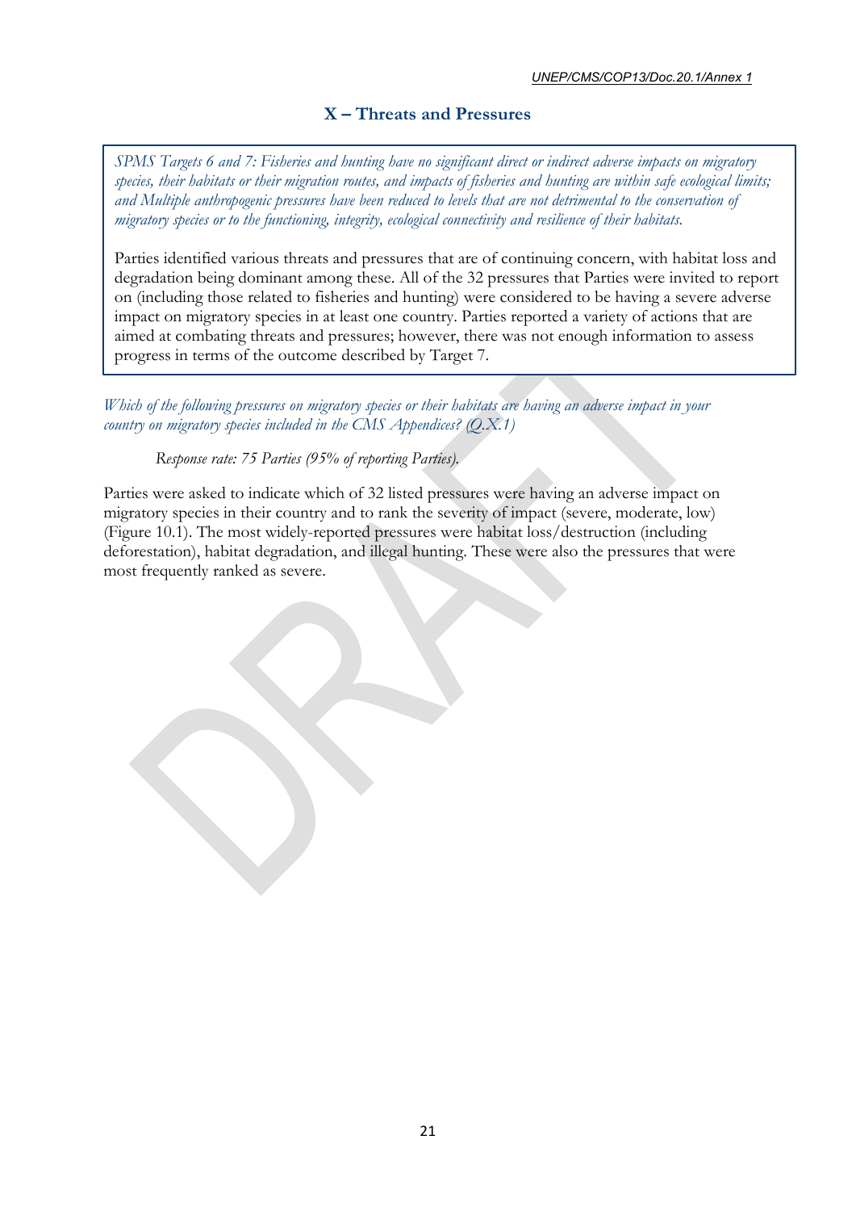## X – Threats and Pressures

> *SPMS Targets 6 and 7: Fisheries and hunting have no significant direct or indirect adverse impacts on migratory species, their habitats or their migration routes, and impacts of fisheries and hunting are within safe ecological limits; and Multiple anthropogenic pressures have been reduced to levels that are not detrimental to the conservation of migratory species or to the functioning, integrity, ecological connectivity and resilience of their habitats.*
>
> Parties identified various threats and pressures that are of continuing concern, with habitat loss and degradation being dominant among these. All of the 32 pressures that Parties were invited to report on (including those related to fisheries and hunting) were considered to be having a severe adverse impact on migratory species in at least one country. Parties reported a variety of actions that are aimed at combating threats and pressures; however, there was not enough information to assess progress in terms of the outcome described by Target 7.

*Which of the following pressures on migratory species or their habitats are having an adverse impact in your country on migratory species included in the CMS Appendices? (Q.X.1)*

*Response rate: 75 Parties (95% of reporting Parties).*

Parties were asked to indicate which of 32 listed pressures were having an adverse impact on migratory species in their country and to rank the severity of impact (severe, moderate, low) (Figure 10.1). The most widely-reported pressures were habitat loss/destruction (including deforestation), habitat degradation, and illegal hunting. These were also the pressures that were most frequently ranked as severe.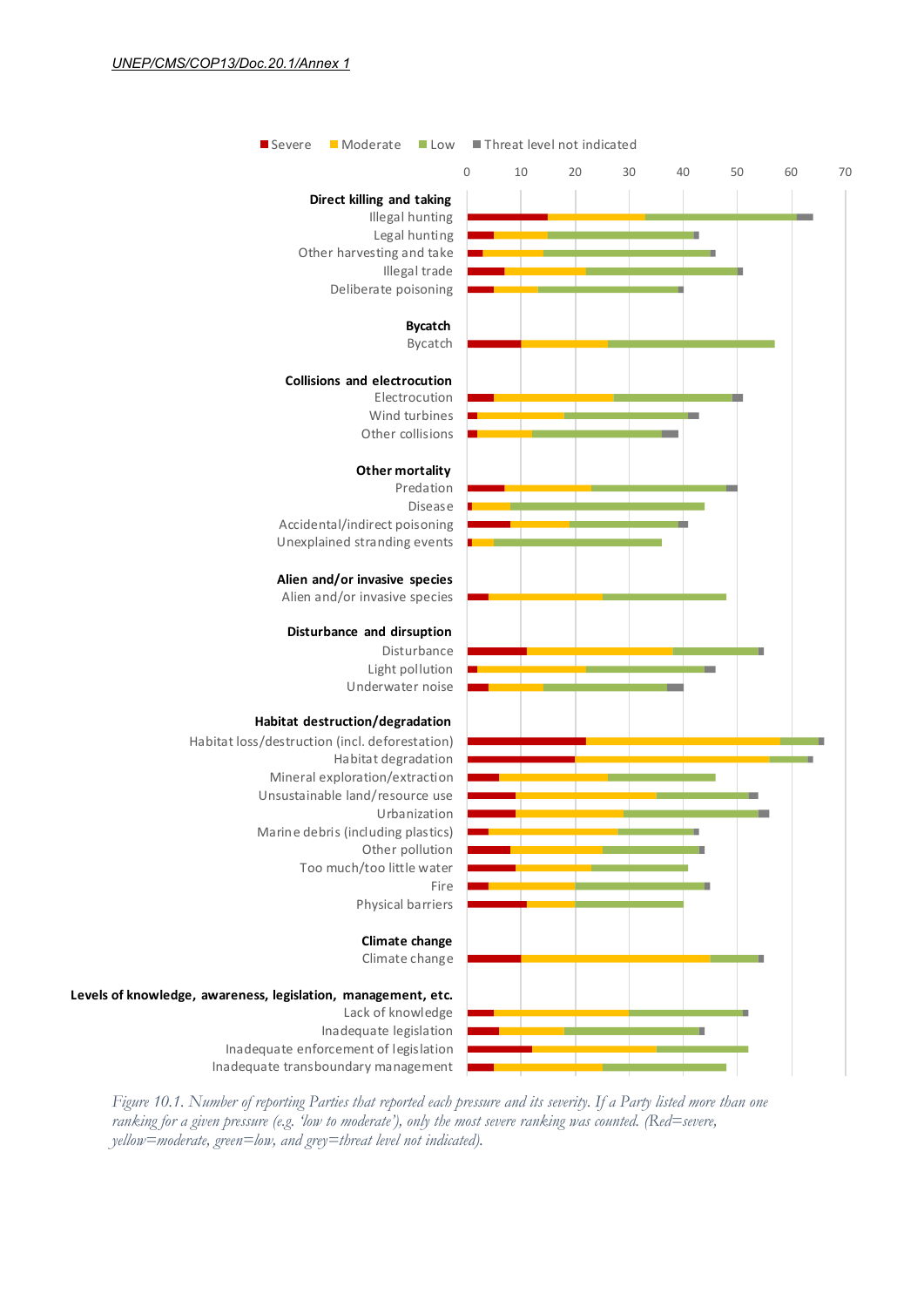Severe | Moderate | Low | Threat level not indicated

0 10 20 30 40 50 60 70

**Direct killing and taking**
- Illegal hunting
- Legal hunting
- Other harvesting and take
- Illegal trade
- Deliberate poisoning

**Bycatch**
- Bycatch

**Collisions and electrocution**
- Electrocution
- Wind turbines
- Other collisions

**Other mortality**
- Predation
- Disease
- Accidental/indirect poisoning
- Unexplained stranding events

**Alien and/or invasive species**
- Alien and/or invasive species

**Disturbance and dirsuption**
- Disturbance
- Light pollution
- Underwater noise

**Habitat destruction/degradation**
- Habitat loss/destruction (incl. deforestation)
- Habitat degradation
- Mineral exploration/extraction
- Unsustainable land/resource use
- Urbanization
- Marine debris (including plastics)
- Other pollution
- Too much/too little water
- Fire
- Physical barriers

**Climate change**
- Climate change

**Levels of knowledge, awareness, legislation, management, etc.**
- Lack of knowledge
- Inadequate legislation
- Inadequate enforcement of legislation
- Inadequate transboundary management

*Figure 10.1. Number of reporting Parties that reported each pressure and its severity. If a Party listed more than one ranking for a given pressure (e.g. 'low to moderate'), only the most severe ranking was counted. (Red=severe, yellow=moderate, green=low, and grey=threat level not indicated).*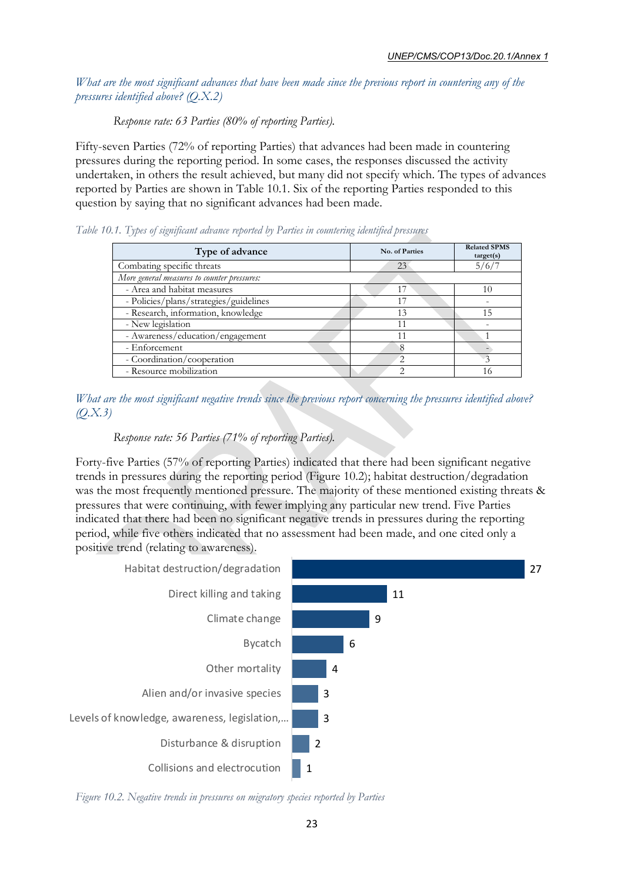*What are the most significant advances that have been made since the previous report in countering any of the pressures identified above? (Q.X.2)*

*Response rate: 63 Parties (80% of reporting Parties).*

Fifty-seven Parties (72% of reporting Parties) that advances had been made in countering pressures during the reporting period. In some cases, the responses discussed the activity undertaken, in others the result achieved, but many did not specify which. The types of advances reported by Parties are shown in Table 10.1. Six of the reporting Parties responded to this question by saying that no significant advances had been made.

*Table 10.1. Types of significant advance reported by Parties in countering identified pressures*

| Type of advance | No. of Parties | Related SPMS target(s) |
|---|---|---|
| Combating specific threats | 23 | 5/6/7 |
| *More general measures to counter pressures:* | | |
| - Area and habitat measures | 17 | 10 |
| - Policies/plans/strategies/guidelines | 17 | - |
| - Research, information, knowledge | 13 | 15 |
| - New legislation | 11 | - |
| - Awareness/education/engagement | 11 | 1 |
| - Enforcement | 8 | - |
| - Coordination/cooperation | 2 | 3 |
| - Resource mobilization | 2 | 16 |

*What are the most significant negative trends since the previous report concerning the pressures identified above? (Q.X.3)*

*Response rate: 56 Parties (71% of reporting Parties).*

Forty-five Parties (57% of reporting Parties) indicated that there had been significant negative trends in pressures during the reporting period (Figure 10.2); habitat destruction/degradation was the most frequently mentioned pressure. The majority of these mentioned existing threats & pressures that were continuing, with fewer implying any particular new trend. Five Parties indicated that there had been no significant negative trends in pressures during the reporting period, while five others indicated that no assessment had been made, and one cited only a positive trend (relating to awareness).

| Pressure | No. of Parties |
|---|---|
| Habitat destruction/degradation | 27 |
| Direct killing and taking | 11 |
| Climate change | 9 |
| Bycatch | 6 |
| Other mortality | 4 |
| Alien and/or invasive species | 3 |
| Levels of knowledge, awareness, legislation,… | 3 |
| Disturbance & disruption | 2 |
| Collisions and electrocution | 1 |

*Figure 10.2. Negative trends in pressures on migratory species reported by Parties*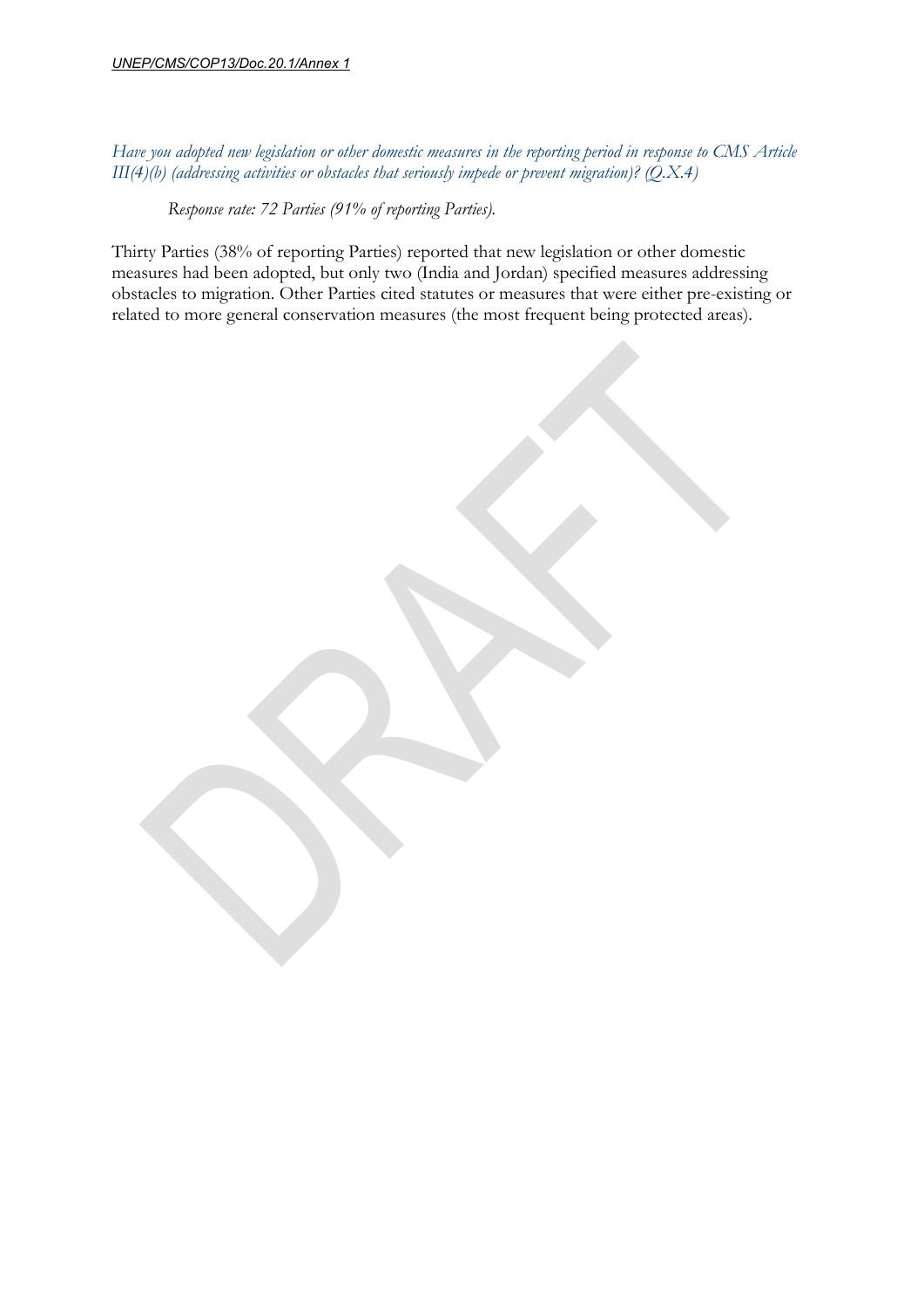*Have you adopted new legislation or other domestic measures in the reporting period in response to CMS Article III(4)(b) (addressing activities or obstacles that seriously impede or prevent migration)? (Q.X.4)*

*Response rate: 72 Parties (91% of reporting Parties).*

Thirty Parties (38% of reporting Parties) reported that new legislation or other domestic measures had been adopted, but only two (India and Jordan) specified measures addressing obstacles to migration. Other Parties cited statutes or measures that were either pre-existing or related to more general conservation measures (the most frequent being protected areas).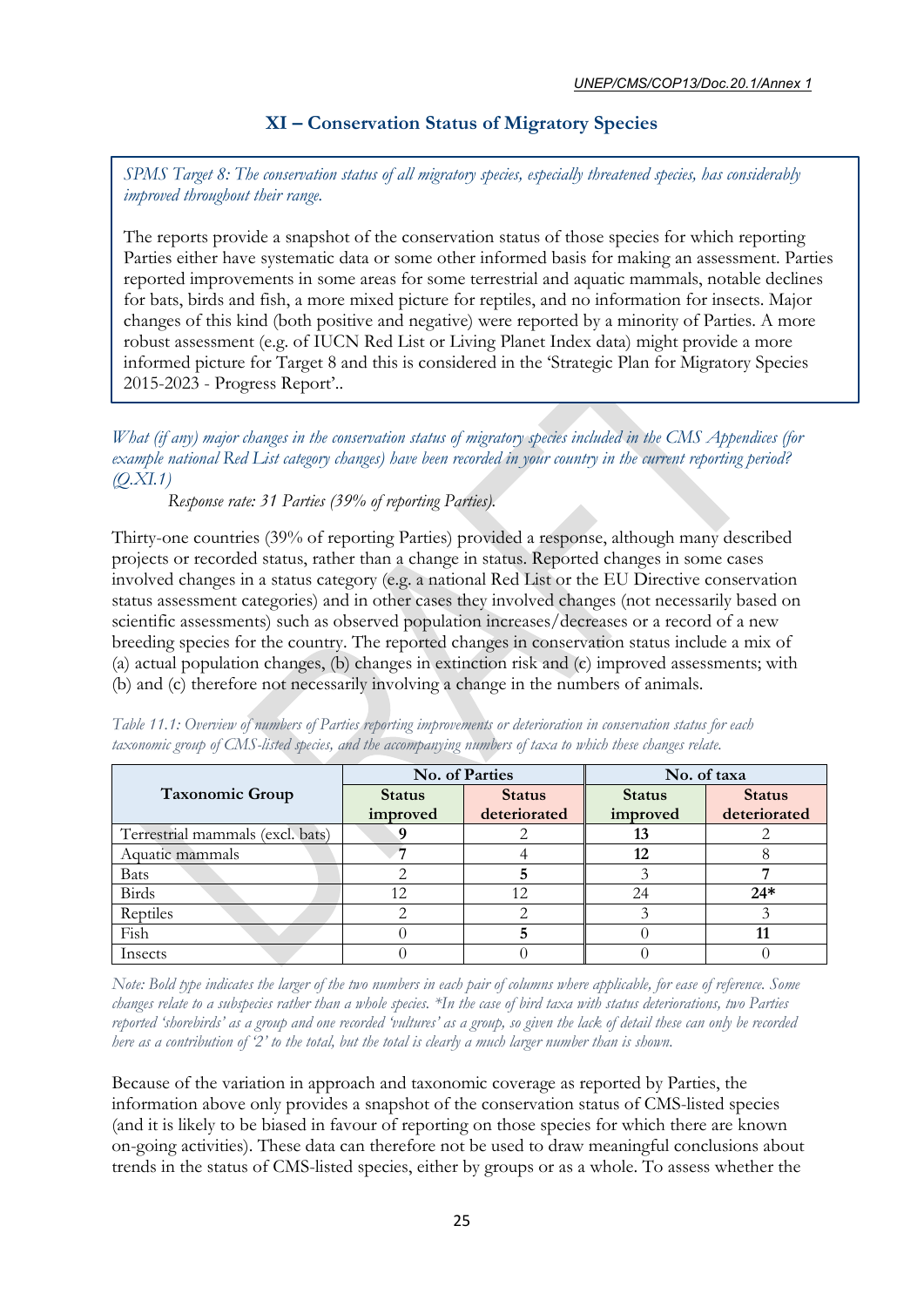## XI – Conservation Status of Migratory Species

*SPMS Target 8: The conservation status of all migratory species, especially threatened species, has considerably improved throughout their range.*

The reports provide a snapshot of the conservation status of those species for which reporting Parties either have systematic data or some other informed basis for making an assessment. Parties reported improvements in some areas for some terrestrial and aquatic mammals, notable declines for bats, birds and fish, a more mixed picture for reptiles, and no information for insects. Major changes of this kind (both positive and negative) were reported by a minority of Parties. A more robust assessment (e.g. of IUCN Red List or Living Planet Index data) might provide a more informed picture for Target 8 and this is considered in the 'Strategic Plan for Migratory Species 2015-2023 - Progress Report'..

*What (if any) major changes in the conservation status of migratory species included in the CMS Appendices (for example national Red List category changes) have been recorded in your country in the current reporting period? (Q.XI.1)*

*Response rate: 31 Parties (39% of reporting Parties).*

Thirty-one countries (39% of reporting Parties) provided a response, although many described projects or recorded status, rather than a change in status. Reported changes in some cases involved changes in a status category (e.g. a national Red List or the EU Directive conservation status assessment categories) and in other cases they involved changes (not necessarily based on scientific assessments) such as observed population increases/decreases or a record of a new breeding species for the country. The reported changes in conservation status include a mix of (a) actual population changes, (b) changes in extinction risk and (c) improved assessments; with (b) and (c) therefore not necessarily involving a change in the numbers of animals.

*Table 11.1: Overview of numbers of Parties reporting improvements or deterioration in conservation status for each taxonomic group of CMS-listed species, and the accompanying numbers of taxa to which these changes relate.*

| Taxonomic Group | No. of Parties | | No. of taxa | |
|---|---|---|---|---|
| | Status improved | Status deteriorated | Status improved | Status deteriorated |
| Terrestrial mammals (excl. bats) | **9** | 2 | **13** | 2 |
| Aquatic mammals | **7** | 4 | **12** | 8 |
| Bats | 2 | **5** | 3 | **7** |
| Birds | 12 | 12 | 24 | **24*** |
| Reptiles | 2 | 2 | 3 | 3 |
| Fish | 0 | **5** | 0 | **11** |
| Insects | 0 | 0 | 0 | 0 |

*Note: Bold type indicates the larger of the two numbers in each pair of columns where applicable, for ease of reference. Some changes relate to a subspecies rather than a whole species. *In the case of bird taxa with status deteriorations, two Parties reported 'shorebirds' as a group and one recorded 'vultures' as a group, so given the lack of detail these can only be recorded here as a contribution of '2' to the total, but the total is clearly a much larger number than is shown.*

Because of the variation in approach and taxonomic coverage as reported by Parties, the information above only provides a snapshot of the conservation status of CMS-listed species (and it is likely to be biased in favour of reporting on those species for which there are known on-going activities). These data can therefore not be used to draw meaningful conclusions about trends in the status of CMS-listed species, either by groups or as a whole. To assess whether the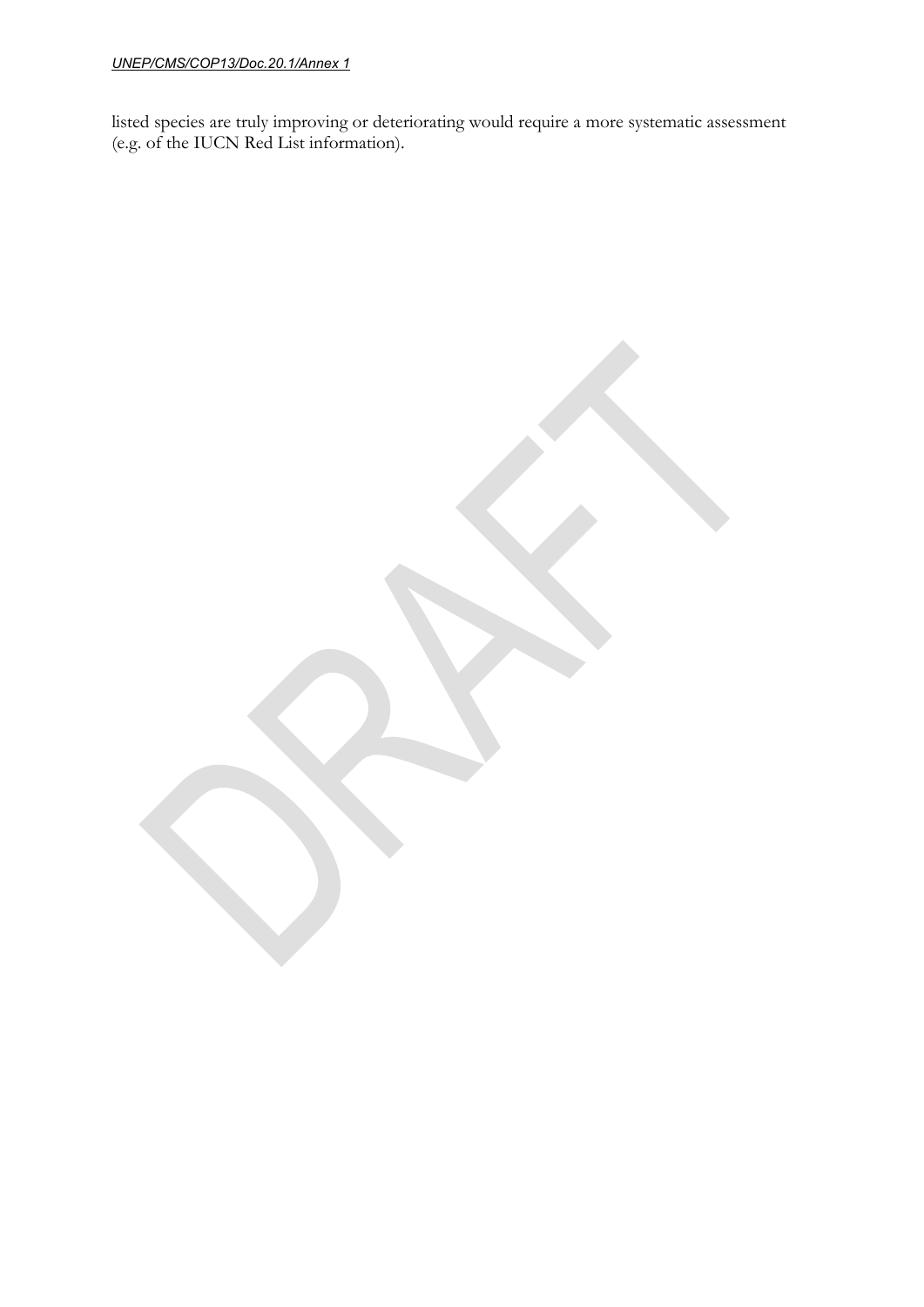listed species are truly improving or deteriorating would require a more systematic assessment (e.g. of the IUCN Red List information).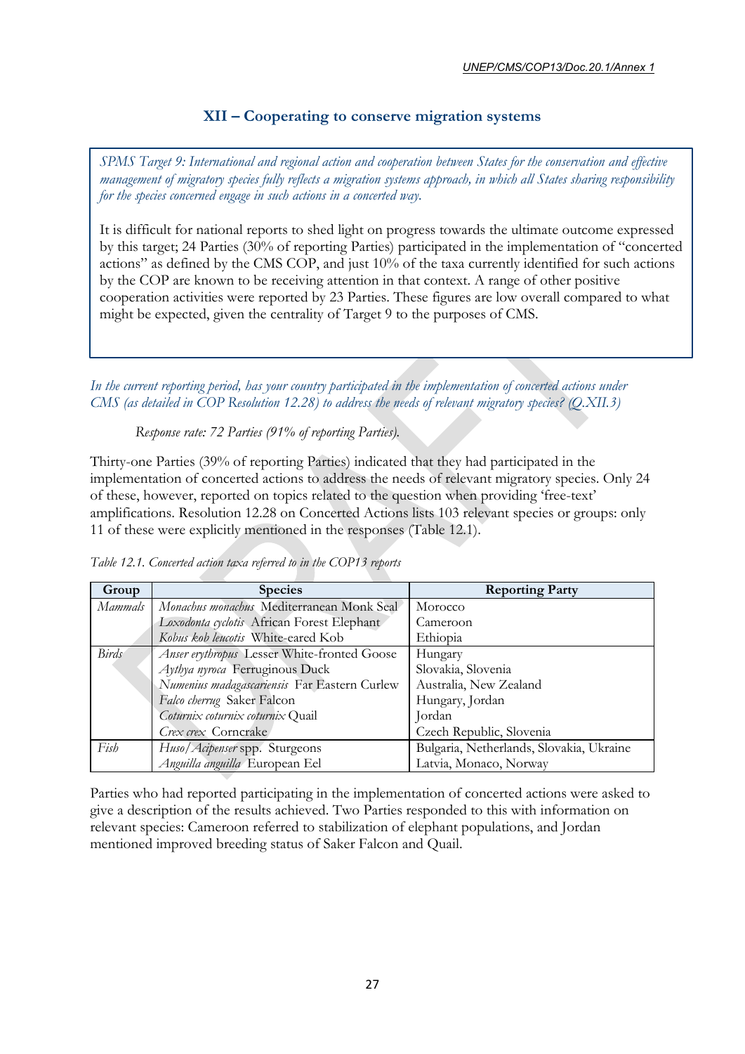## XII – Cooperating to conserve migration systems

*SPMS Target 9: International and regional action and cooperation between States for the conservation and effective management of migratory species fully reflects a migration systems approach, in which all States sharing responsibility for the species concerned engage in such actions in a concerted way.*

It is difficult for national reports to shed light on progress towards the ultimate outcome expressed by this target; 24 Parties (30% of reporting Parties) participated in the implementation of "concerted actions" as defined by the CMS COP, and just 10% of the taxa currently identified for such actions by the COP are known to be receiving attention in that context. A range of other positive cooperation activities were reported by 23 Parties. These figures are low overall compared to what might be expected, given the centrality of Target 9 to the purposes of CMS.

*In the current reporting period, has your country participated in the implementation of concerted actions under CMS (as detailed in COP Resolution 12.28) to address the needs of relevant migratory species? (Q.XII.3)*

*Response rate: 72 Parties (91% of reporting Parties).*

Thirty-one Parties (39% of reporting Parties) indicated that they had participated in the implementation of concerted actions to address the needs of relevant migratory species. Only 24 of these, however, reported on topics related to the question when providing 'free-text' amplifications. Resolution 12.28 on Concerted Actions lists 103 relevant species or groups: only 11 of these were explicitly mentioned in the responses (Table 12.1).

*Table 12.1. Concerted action taxa referred to in the COP13 reports*

| Group | Species | Reporting Party |
|---|---|---|
| *Mammals* | *Monachus monachus* Mediterranean Monk Seal | Morocco |
| | *Loxodonta cyclotis* African Forest Elephant | Cameroon |
| | *Kobus kob leucotis* White-eared Kob | Ethiopia |
| *Birds* | *Anser erythropus* Lesser White-fronted Goose | Hungary |
| | *Aythya nyroca* Ferruginous Duck | Slovakia, Slovenia |
| | *Numenius madagascariensis* Far Eastern Curlew | Australia, New Zealand |
| | *Falco cherrug* Saker Falcon | Hungary, Jordan |
| | *Coturnix coturnix coturnix* Quail | Jordan |
| | *Crex crex* Corncrake | Czech Republic, Slovenia |
| *Fish* | *Huso/Acipenser* spp. Sturgeons | Bulgaria, Netherlands, Slovakia, Ukraine |
| | *Anguilla anguilla* European Eel | Latvia, Monaco, Norway |

Parties who had reported participating in the implementation of concerted actions were asked to give a description of the results achieved. Two Parties responded to this with information on relevant species: Cameroon referred to stabilization of elephant populations, and Jordan mentioned improved breeding status of Saker Falcon and Quail.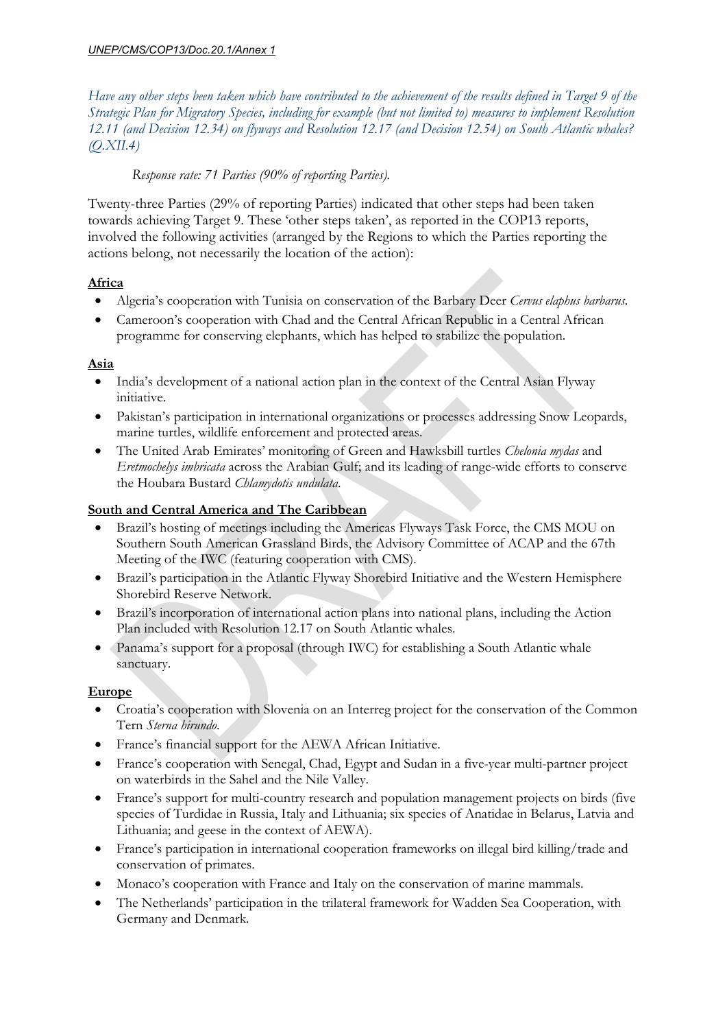*Have any other steps been taken which have contributed to the achievement of the results defined in Target 9 of the Strategic Plan for Migratory Species, including for example (but not limited to) measures to implement Resolution 12.11 (and Decision 12.34) on flyways and Resolution 12.17 (and Decision 12.54) on South Atlantic whales? (Q.XII.4)*

*Response rate: 71 Parties (90% of reporting Parties).*

Twenty-three Parties (29% of reporting Parties) indicated that other steps had been taken towards achieving Target 9. These 'other steps taken', as reported in the COP13 reports, involved the following activities (arranged by the Regions to which the Parties reporting the actions belong, not necessarily the location of the action):

**Africa**

- Algeria's cooperation with Tunisia on conservation of the Barbary Deer *Cervus elaphus barbarus*.
- Cameroon's cooperation with Chad and the Central African Republic in a Central African programme for conserving elephants, which has helped to stabilize the population.

**Asia**

- India's development of a national action plan in the context of the Central Asian Flyway initiative.
- Pakistan's participation in international organizations or processes addressing Snow Leopards, marine turtles, wildlife enforcement and protected areas.
- The United Arab Emirates' monitoring of Green and Hawksbill turtles *Chelonia mydas* and *Eretmochelys imbricata* across the Arabian Gulf; and its leading of range-wide efforts to conserve the Houbara Bustard *Chlamydotis undulata*.

**South and Central America and The Caribbean**

- Brazil's hosting of meetings including the Americas Flyways Task Force, the CMS MOU on Southern South American Grassland Birds, the Advisory Committee of ACAP and the 67th Meeting of the IWC (featuring cooperation with CMS).
- Brazil's participation in the Atlantic Flyway Shorebird Initiative and the Western Hemisphere Shorebird Reserve Network.
- Brazil's incorporation of international action plans into national plans, including the Action Plan included with Resolution 12.17 on South Atlantic whales.
- Panama's support for a proposal (through IWC) for establishing a South Atlantic whale sanctuary.

**Europe**

- Croatia's cooperation with Slovenia on an Interreg project for the conservation of the Common Tern *Sterna hirundo*.
- France's financial support for the AEWA African Initiative.
- France's cooperation with Senegal, Chad, Egypt and Sudan in a five-year multi-partner project on waterbirds in the Sahel and the Nile Valley.
- France's support for multi-country research and population management projects on birds (five species of Turdidae in Russia, Italy and Lithuania; six species of Anatidae in Belarus, Latvia and Lithuania; and geese in the context of AEWA).
- France's participation in international cooperation frameworks on illegal bird killing/trade and conservation of primates.
- Monaco's cooperation with France and Italy on the conservation of marine mammals.
- The Netherlands' participation in the trilateral framework for Wadden Sea Cooperation, with Germany and Denmark.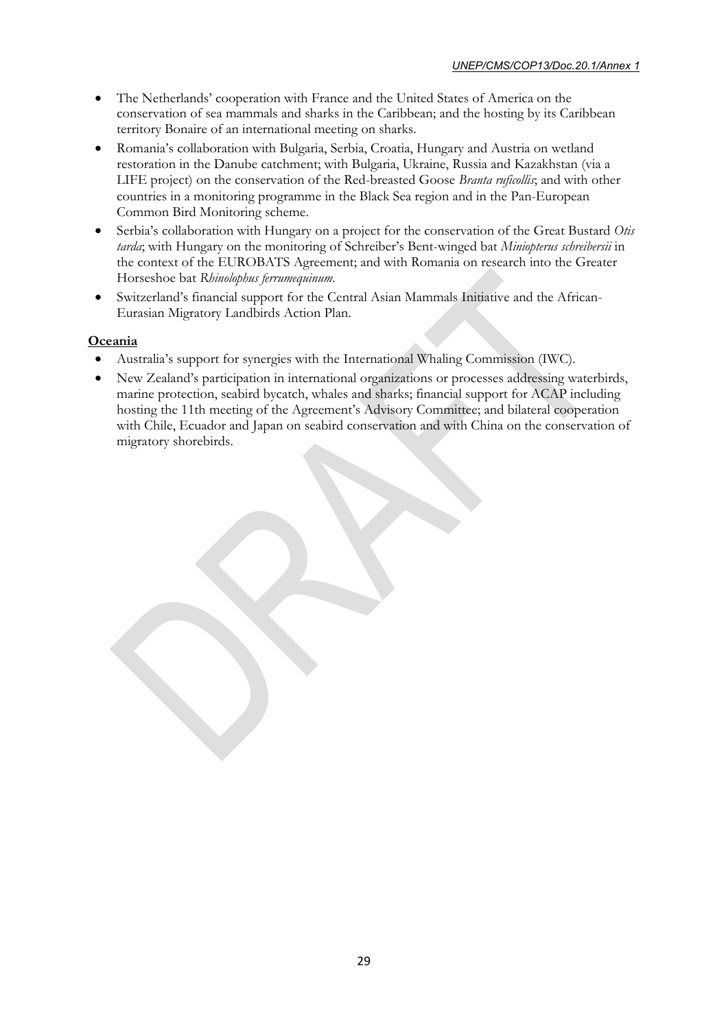- The Netherlands' cooperation with France and the United States of America on the conservation of sea mammals and sharks in the Caribbean; and the hosting by its Caribbean territory Bonaire of an international meeting on sharks.
- Romania's collaboration with Bulgaria, Serbia, Croatia, Hungary and Austria on wetland restoration in the Danube catchment; with Bulgaria, Ukraine, Russia and Kazakhstan (via a LIFE project) on the conservation of the Red-breasted Goose *Branta ruficollis*; and with other countries in a monitoring programme in the Black Sea region and in the Pan-European Common Bird Monitoring scheme.
- Serbia's collaboration with Hungary on a project for the conservation of the Great Bustard *Otis tarda*; with Hungary on the monitoring of Schreiber's Bent-winged bat *Miniopterus schreibersii* in the context of the EUROBATS Agreement; and with Romania on research into the Greater Horseshoe bat *Rhinolophus ferrumequinum*.
- Switzerland's financial support for the Central Asian Mammals Initiative and the African-Eurasian Migratory Landbirds Action Plan.

**Oceania**

- Australia's support for synergies with the International Whaling Commission (IWC).
- New Zealand's participation in international organizations or processes addressing waterbirds, marine protection, seabird bycatch, whales and sharks; financial support for ACAP including hosting the 11th meeting of the Agreement's Advisory Committee; and bilateral cooperation with Chile, Ecuador and Japan on seabird conservation and with China on the conservation of migratory shorebirds.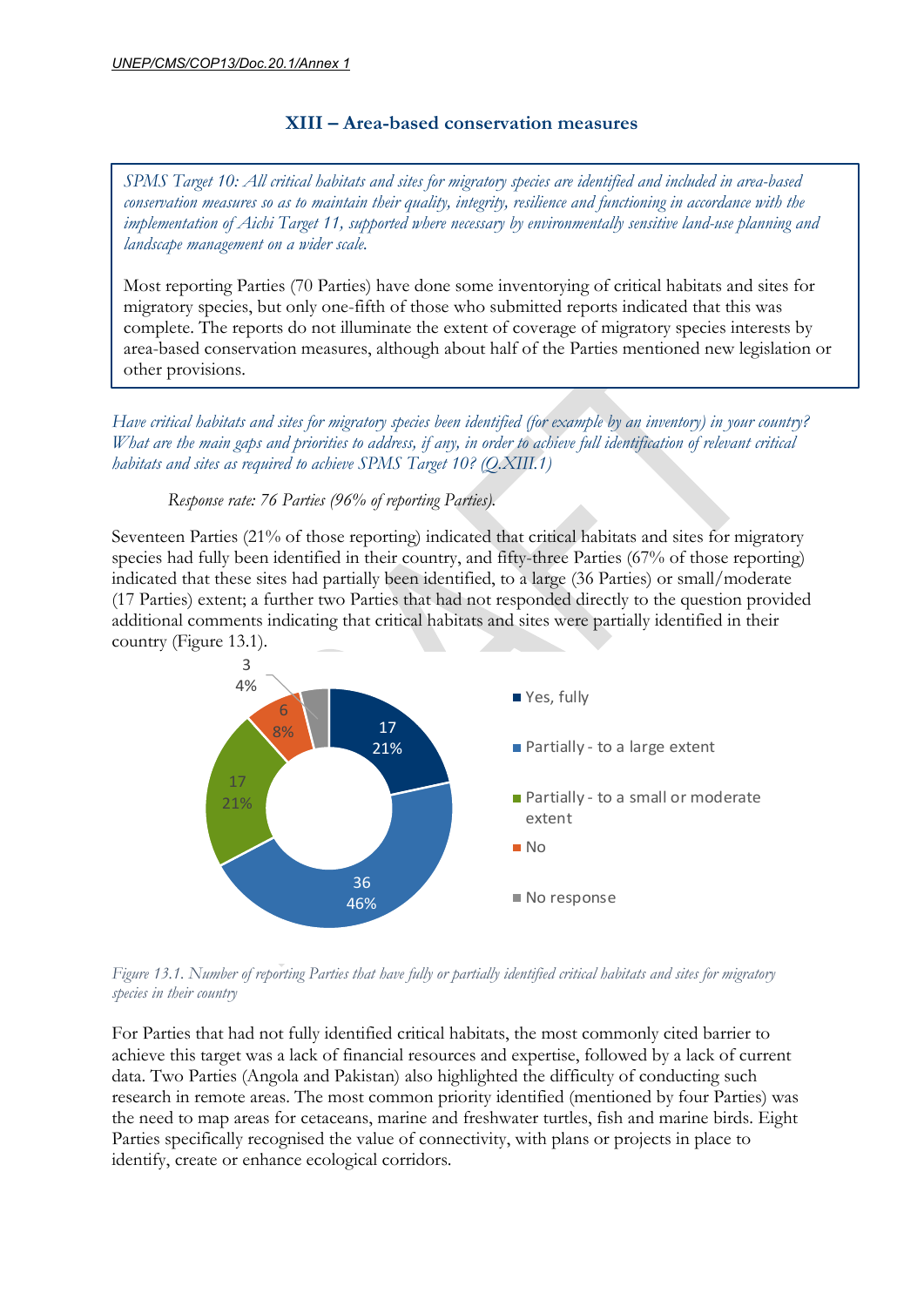## XIII – Area-based conservation measures

*SPMS Target 10: All critical habitats and sites for migratory species are identified and included in area-based conservation measures so as to maintain their quality, integrity, resilience and functioning in accordance with the implementation of Aichi Target 11, supported where necessary by environmentally sensitive land-use planning and landscape management on a wider scale.*

Most reporting Parties (70 Parties) have done some inventorying of critical habitats and sites for migratory species, but only one-fifth of those who submitted reports indicated that this was complete. The reports do not illuminate the extent of coverage of migratory species interests by area-based conservation measures, although about half of the Parties mentioned new legislation or other provisions.

*Have critical habitats and sites for migratory species been identified (for example by an inventory) in your country? What are the main gaps and priorities to address, if any, in order to achieve full identification of relevant critical habitats and sites as required to achieve SPMS Target 10? (Q.XIII.1)*

*Response rate: 76 Parties (96% of reporting Parties).*

Seventeen Parties (21% of those reporting) indicated that critical habitats and sites for migratory species had fully been identified in their country, and fifty-three Parties (67% of those reporting) indicated that these sites had partially been identified, to a large (36 Parties) or small/moderate (17 Parties) extent; a further two Parties that had not responded directly to the question provided additional comments indicating that critical habitats and sites were partially identified in their country (Figure 13.1).

| Response | Number | % |
|---|---|---|
| Yes, fully | 17 | 21% |
| Partially - to a large extent | 36 | 46% |
| Partially - to a small or moderate extent | 17 | 21% |
| No | 6 | 8% |
| No response | 3 | 4% |

*Figure 13.1. Number of reporting Parties that have fully or partially identified critical habitats and sites for migratory species in their country*

For Parties that had not fully identified critical habitats, the most commonly cited barrier to achieve this target was a lack of financial resources and expertise, followed by a lack of current data. Two Parties (Angola and Pakistan) also highlighted the difficulty of conducting such research in remote areas. The most common priority identified (mentioned by four Parties) was the need to map areas for cetaceans, marine and freshwater turtles, fish and marine birds. Eight Parties specifically recognised the value of connectivity, with plans or projects in place to identify, create or enhance ecological corridors.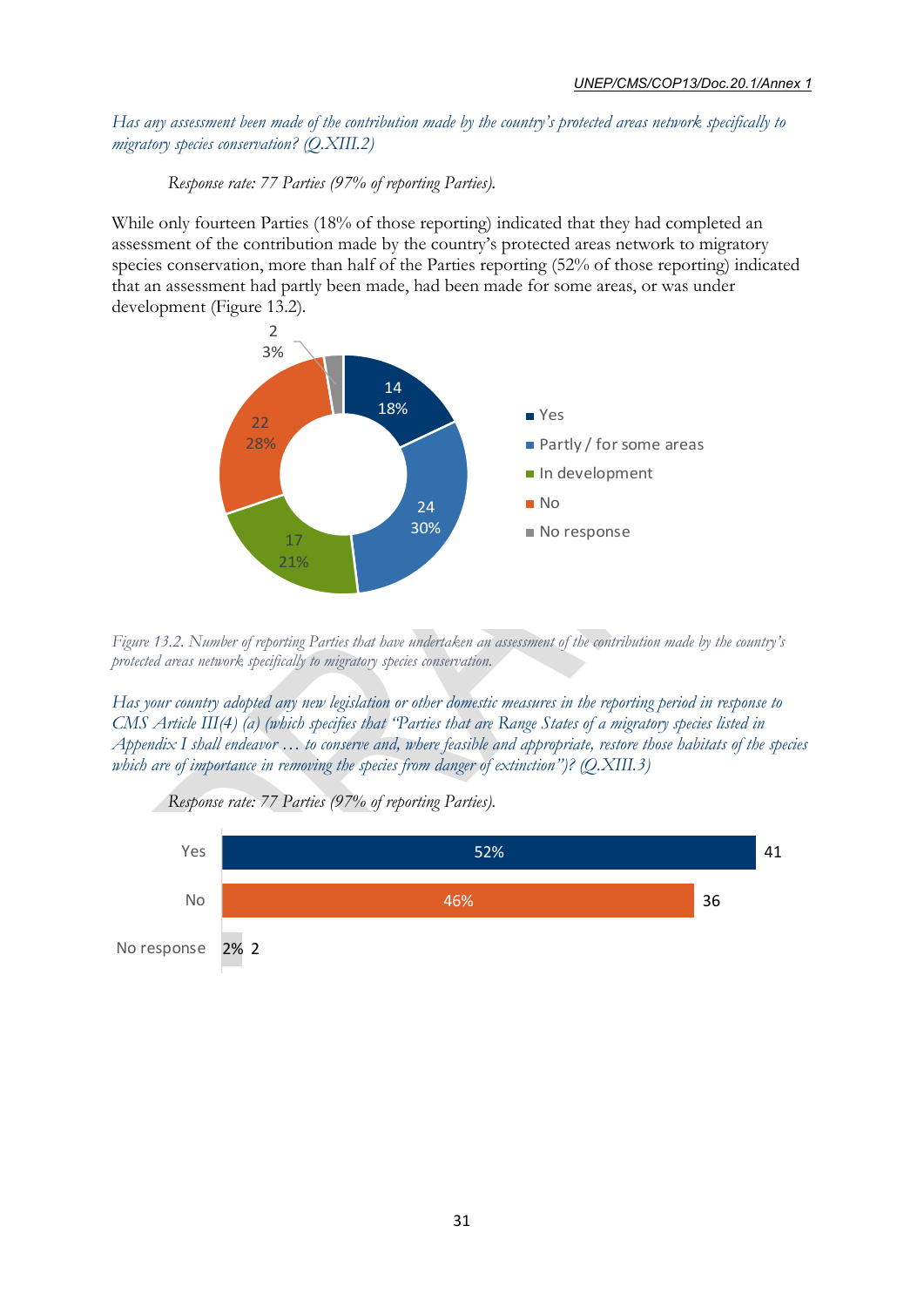*Has any assessment been made of the contribution made by the country's protected areas network specifically to migratory species conservation? (Q.XIII.2)*

*Response rate: 77 Parties (97% of reporting Parties).*

While only fourteen Parties (18% of those reporting) indicated that they had completed an assessment of the contribution made by the country's protected areas network to migratory species conservation, more than half of the Parties reporting (52% of those reporting) indicated that an assessment had partly been made, had been made for some areas, or was under development (Figure 13.2).

| Response | Number | % |
|---|---|---|
| Yes | 14 | 18% |
| Partly / for some areas | 24 | 30% |
| In development | 17 | 21% |
| No | 22 | 28% |
| No response | 2 | 3% |

*Figure 13.2. Number of reporting Parties that have undertaken an assessment of the contribution made by the country's protected areas network specifically to migratory species conservation.*

*Has your country adopted any new legislation or other domestic measures in the reporting period in response to CMS Article III(4) (a) (which specifies that "Parties that are Range States of a migratory species listed in Appendix I shall endeavor … to conserve and, where feasible and appropriate, restore those habitats of the species which are of importance in removing the species from danger of extinction")? (Q.XIII.3)*

*Response rate: 77 Parties (97% of reporting Parties).*

| Response | % | Number |
|---|---|---|
| Yes | 52% | 41 |
| No | 46% | 36 |
| No response | 2% | 2 |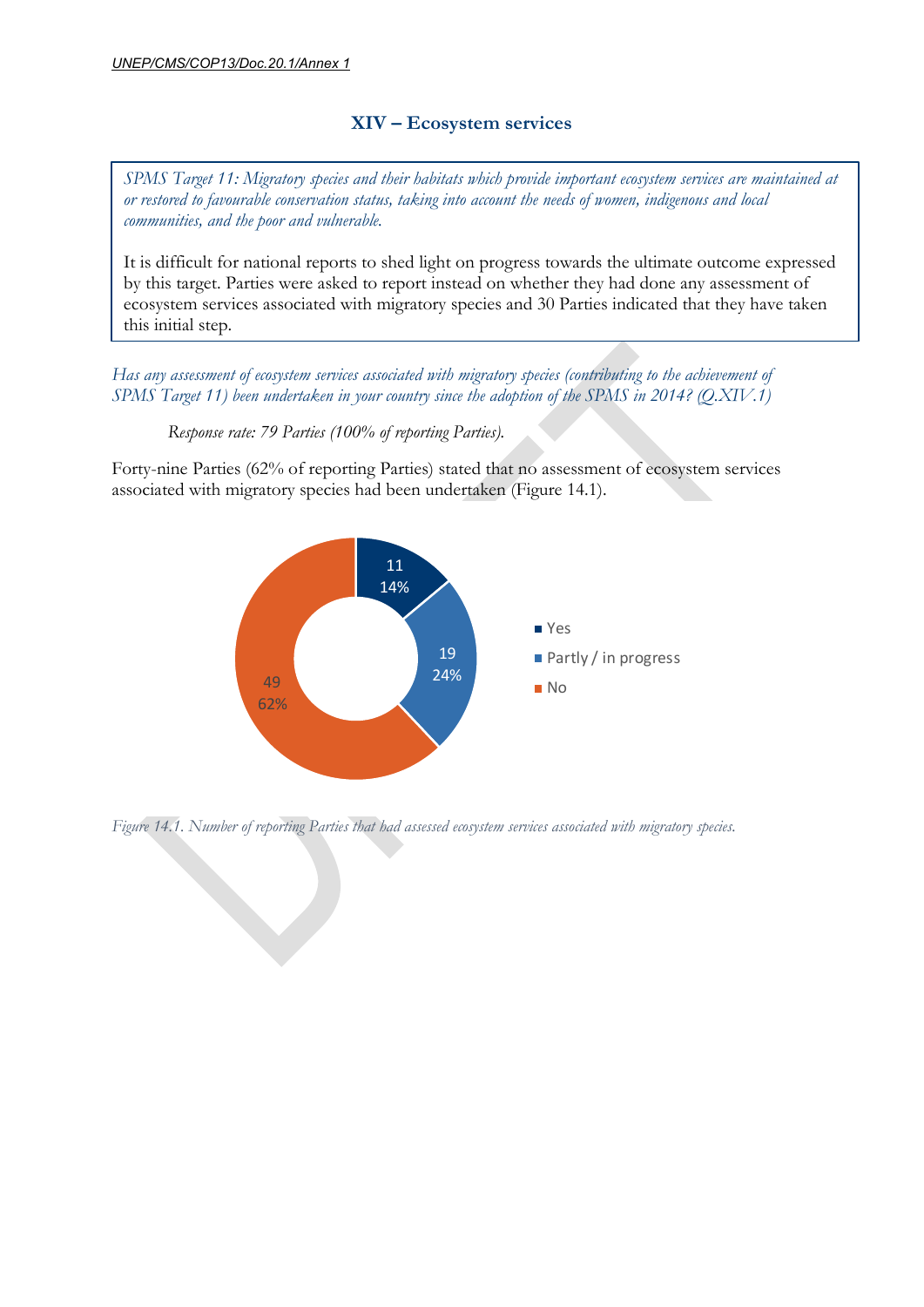## XIV – Ecosystem services

*SPMS Target 11: Migratory species and their habitats which provide important ecosystem services are maintained at or restored to favourable conservation status, taking into account the needs of women, indigenous and local communities, and the poor and vulnerable.*

It is difficult for national reports to shed light on progress towards the ultimate outcome expressed by this target. Parties were asked to report instead on whether they had done any assessment of ecosystem services associated with migratory species and 30 Parties indicated that they have taken this initial step.

*Has any assessment of ecosystem services associated with migratory species (contributing to the achievement of SPMS Target 11) been undertaken in your country since the adoption of the SPMS in 2014? (Q.XIV.1)*

*Response rate: 79 Parties (100% of reporting Parties).*

Forty-nine Parties (62% of reporting Parties) stated that no assessment of ecosystem services associated with migratory species had been undertaken (Figure 14.1).

| Response | Number | Percentage |
|---|---|---|
| Yes | 11 | 14% |
| Partly / in progress | 19 | 24% |
| No | 49 | 62% |

*Figure 14.1. Number of reporting Parties that had assessed ecosystem services associated with migratory species.*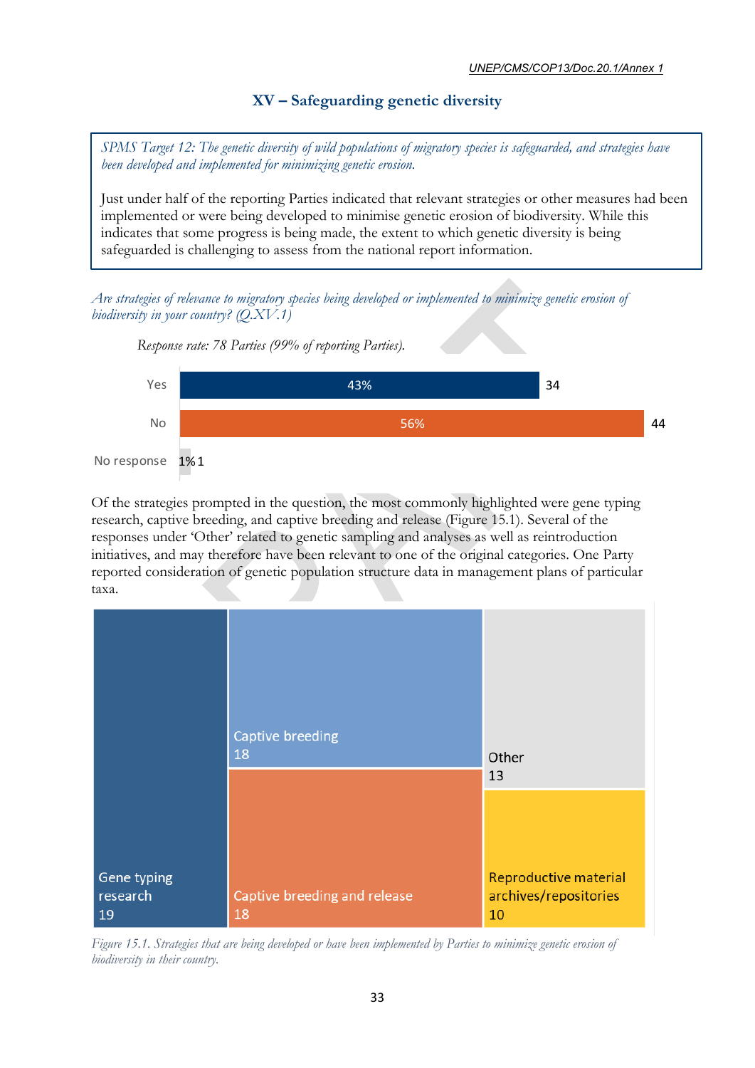## XV – Safeguarding genetic diversity

> *SPMS Target 12: The genetic diversity of wild populations of migratory species is safeguarded, and strategies have been developed and implemented for minimizing genetic erosion.*
>
> Just under half of the reporting Parties indicated that relevant strategies or other measures had been implemented or were being developed to minimise genetic erosion of biodiversity. While this indicates that some progress is being made, the extent to which genetic diversity is being safeguarded is challenging to assess from the national report information.

*Are strategies of relevance to migratory species being developed or implemented to minimize genetic erosion of biodiversity in your country? (Q.XV.1)*

*Response rate: 78 Parties (99% of reporting Parties).*

| Response | % | Number |
|---|---|---|
| Yes | 43% | 34 |
| No | 56% | 44 |
| No response | 1% | 1 |

Of the strategies prompted in the question, the most commonly highlighted were gene typing research, captive breeding, and captive breeding and release (Figure 15.1). Several of the responses under 'Other' related to genetic sampling and analyses as well as reintroduction initiatives, and may therefore have been relevant to one of the original categories. One Party reported consideration of genetic population structure data in management plans of particular taxa.

| Strategy | Number |
|---|---|
| Gene typing research | 19 |
| Captive breeding | 18 |
| Captive breeding and release | 18 |
| Other | 13 |
| Reproductive material archives/repositories | 10 |

*Figure 15.1. Strategies that are being developed or have been implemented by Parties to minimize genetic erosion of biodiversity in their country.*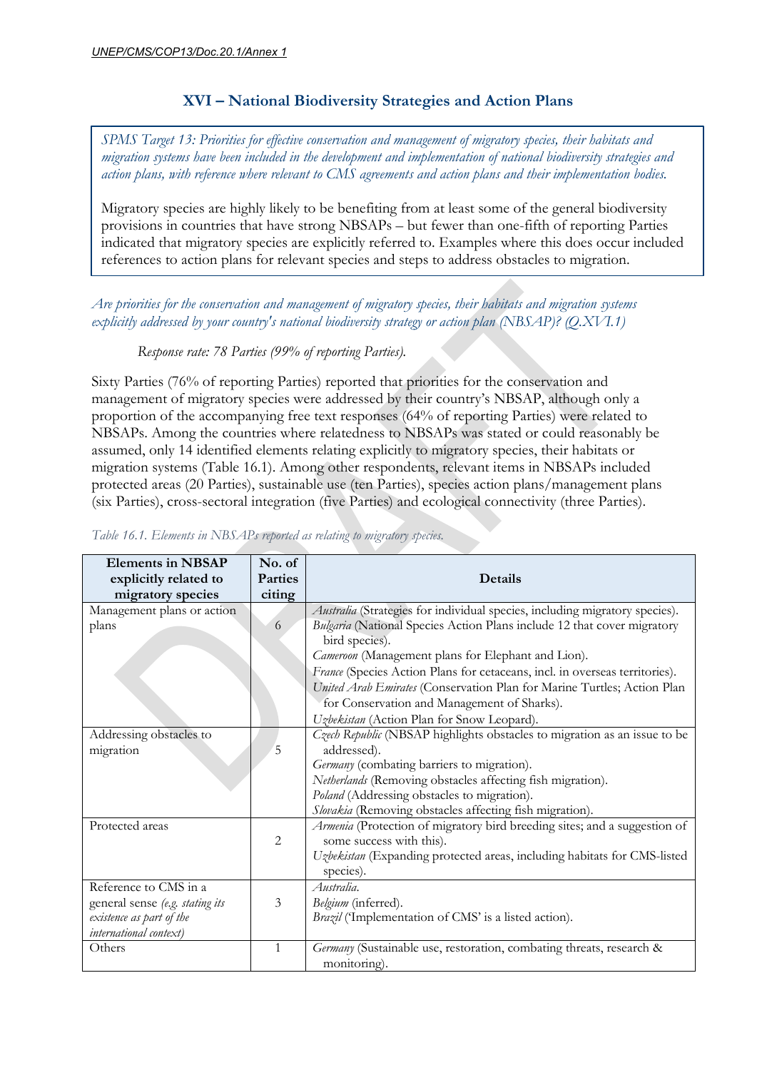## XVI – National Biodiversity Strategies and Action Plans

> *SPMS Target 13: Priorities for effective conservation and management of migratory species, their habitats and migration systems have been included in the development and implementation of national biodiversity strategies and action plans, with reference where relevant to CMS agreements and action plans and their implementation bodies.*
>
> Migratory species are highly likely to be benefiting from at least some of the general biodiversity provisions in countries that have strong NBSAPs – but fewer than one-fifth of reporting Parties indicated that migratory species are explicitly referred to. Examples where this does occur included references to action plans for relevant species and steps to address obstacles to migration.

*Are priorities for the conservation and management of migratory species, their habitats and migration systems explicitly addressed by your country's national biodiversity strategy or action plan (NBSAP)? (Q.XVI.1)*

*Response rate: 78 Parties (99% of reporting Parties).*

Sixty Parties (76% of reporting Parties) reported that priorities for the conservation and management of migratory species were addressed by their country's NBSAP, although only a proportion of the accompanying free text responses (64% of reporting Parties) were related to NBSAPs. Among the countries where relatedness to NBSAPs was stated or could reasonably be assumed, only 14 identified elements relating explicitly to migratory species, their habitats or migration systems (Table 16.1). Among other respondents, relevant items in NBSAPs included protected areas (20 Parties), sustainable use (ten Parties), species action plans/management plans (six Parties), cross-sectoral integration (five Parties) and ecological connectivity (three Parties).

*Table 16.1. Elements in NBSAPs reported as relating to migratory species.*

| Elements in NBSAP explicitly related to migratory species | No. of Parties citing | Details |
|---|---|---|
| Management plans or action plans | 6 | *Australia* (Strategies for individual species, including migratory species).<br>*Bulgaria* (National Species Action Plans include 12 that cover migratory bird species).<br>*Cameroon* (Management plans for Elephant and Lion).<br>*France* (Species Action Plans for cetaceans, incl. in overseas territories).<br>*United Arab Emirates* (Conservation Plan for Marine Turtles; Action Plan for Conservation and Management of Sharks).<br>*Uzbekistan* (Action Plan for Snow Leopard). |
| Addressing obstacles to migration | 5 | *Czech Republic* (NBSAP highlights obstacles to migration as an issue to be addressed).<br>*Germany* (combating barriers to migration).<br>*Netherlands* (Removing obstacles affecting fish migration).<br>*Poland* (Addressing obstacles to migration).<br>*Slovakia* (Removing obstacles affecting fish migration). |
| Protected areas | 2 | *Armenia* (Protection of migratory bird breeding sites; and a suggestion of some success with this).<br>*Uzbekistan* (Expanding protected areas, including habitats for CMS-listed species). |
| Reference to CMS in a general sense *(e.g. stating its existence as part of the international context)* | 3 | *Australia*.<br>*Belgium* (inferred).<br>*Brazil* ('Implementation of CMS' is a listed action). |
| Others | 1 | *Germany* (Sustainable use, restoration, combating threats, research & monitoring). |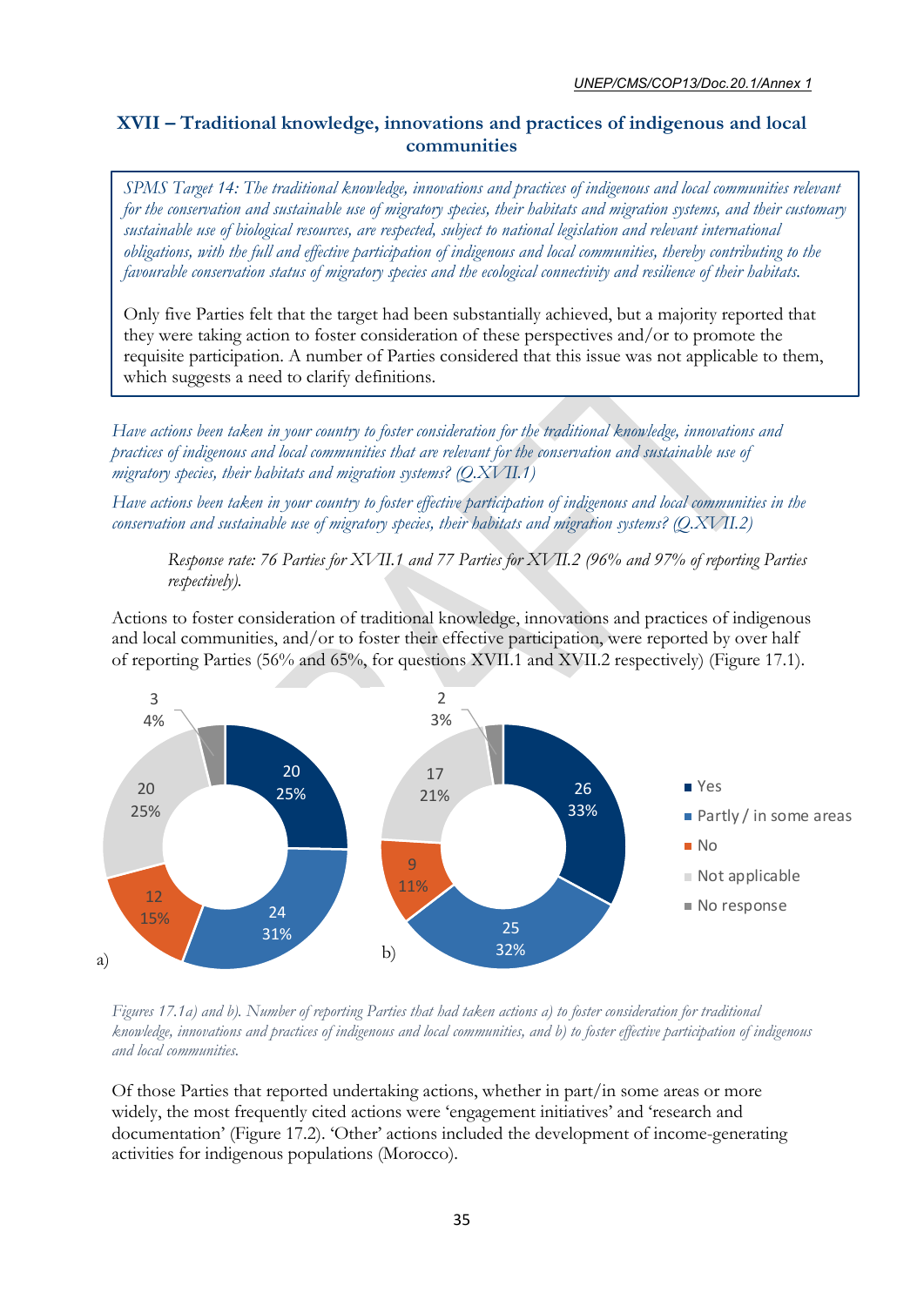## XVII – Traditional knowledge, innovations and practices of indigenous and local communities

*SPMS Target 14: The traditional knowledge, innovations and practices of indigenous and local communities relevant for the conservation and sustainable use of migratory species, their habitats and migration systems, and their customary sustainable use of biological resources, are respected, subject to national legislation and relevant international obligations, with the full and effective participation of indigenous and local communities, thereby contributing to the favourable conservation status of migratory species and the ecological connectivity and resilience of their habitats.*

Only five Parties felt that the target had been substantially achieved, but a majority reported that they were taking action to foster consideration of these perspectives and/or to promote the requisite participation. A number of Parties considered that this issue was not applicable to them, which suggests a need to clarify definitions.

*Have actions been taken in your country to foster consideration for the traditional knowledge, innovations and practices of indigenous and local communities that are relevant for the conservation and sustainable use of migratory species, their habitats and migration systems? (Q.XVII.1)*

*Have actions been taken in your country to foster effective participation of indigenous and local communities in the conservation and sustainable use of migratory species, their habitats and migration systems? (Q.XVII.2)*

*Response rate: 76 Parties for XVII.1 and 77 Parties for XVII.2 (96% and 97% of reporting Parties respectively).*

Actions to foster consideration of traditional knowledge, innovations and practices of indigenous and local communities, and/or to foster their effective participation, were reported by over half of reporting Parties (56% and 65%, for questions XVII.1 and XVII.2 respectively) (Figure 17.1).

| Response | a) Number | a) % | b) Number | b) % |
|---|---|---|---|---|
| Yes | 20 | 25% | 26 | 33% |
| Partly / in some areas | 24 | 31% | 25 | 32% |
| No | 12 | 15% | 9 | 11% |
| Not applicable | 20 | 25% | 17 | 21% |
| No response | 3 | 4% | 2 | 3% |

*Figures 17.1a) and b). Number of reporting Parties that had taken actions a) to foster consideration for traditional knowledge, innovations and practices of indigenous and local communities, and b) to foster effective participation of indigenous and local communities.*

Of those Parties that reported undertaking actions, whether in part/in some areas or more widely, the most frequently cited actions were 'engagement initiatives' and 'research and documentation' (Figure 17.2). 'Other' actions included the development of income-generating activities for indigenous populations (Morocco).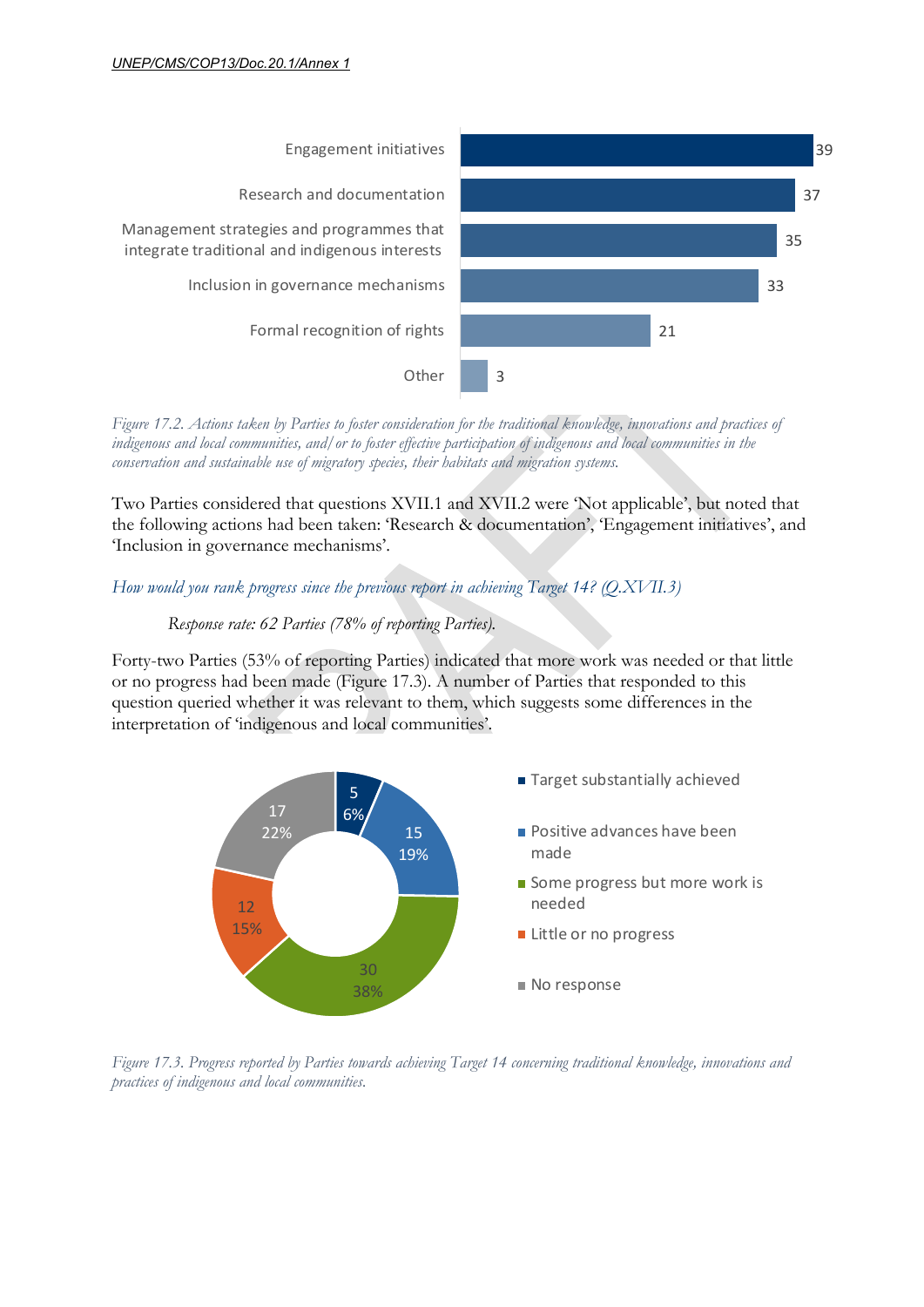| Action | Number of Parties |
| --- | --- |
| Engagement initiatives | 39 |
| Research and documentation | 37 |
| Management strategies and programmes that integrate traditional and indigenous interests | 35 |
| Inclusion in governance mechanisms | 33 |
| Formal recognition of rights | 21 |
| Other | 3 |

*Figure 17.2. Actions taken by Parties to foster consideration for the traditional knowledge, innovations and practices of indigenous and local communities, and/or to foster effective participation of indigenous and local communities in the conservation and sustainable use of migratory species, their habitats and migration systems.*

Two Parties considered that questions XVII.1 and XVII.2 were 'Not applicable', but noted that the following actions had been taken: 'Research & documentation', 'Engagement initiatives', and 'Inclusion in governance mechanisms'.

*How would you rank progress since the previous report in achieving Target 14? (Q.XVII.3)*

*Response rate: 62 Parties (78% of reporting Parties).*

Forty-two Parties (53% of reporting Parties) indicated that more work was needed or that little or no progress had been made (Figure 17.3). A number of Parties that responded to this question queried whether it was relevant to them, which suggests some differences in the interpretation of 'indigenous and local communities'.

| Progress | Number of Parties | Percentage |
| --- | --- | --- |
| Target substantially achieved | 5 | 6% |
| Positive advances have been made | 15 | 19% |
| Some progress but more work is needed | 30 | 38% |
| Little or no progress | 12 | 15% |
| No response | 17 | 22% |

*Figure 17.3. Progress reported by Parties towards achieving Target 14 concerning traditional knowledge, innovations and practices of indigenous and local communities.*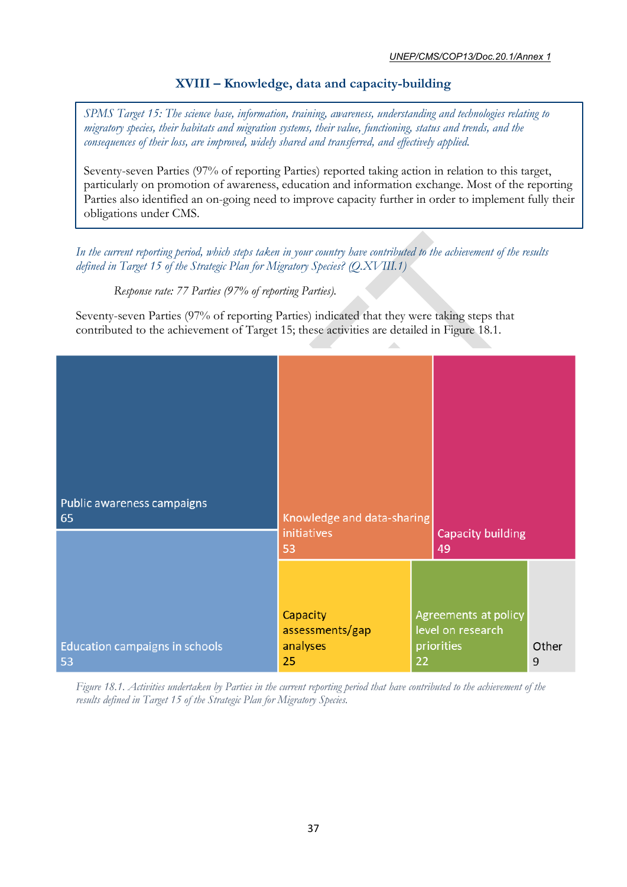## XVIII – Knowledge, data and capacity-building

*SPMS Target 15: The science base, information, training, awareness, understanding and technologies relating to migratory species, their habitats and migration systems, their value, functioning, status and trends, and the consequences of their loss, are improved, widely shared and transferred, and effectively applied.*

Seventy-seven Parties (97% of reporting Parties) reported taking action in relation to this target, particularly on promotion of awareness, education and information exchange. Most of the reporting Parties also identified an on-going need to improve capacity further in order to implement fully their obligations under CMS.

*In the current reporting period, which steps taken in your country have contributed to the achievement of the results defined in Target 15 of the Strategic Plan for Migratory Species? (Q.XVIII.1)*

*Response rate: 77 Parties (97% of reporting Parties).*

Seventy-seven Parties (97% of reporting Parties) indicated that they were taking steps that contributed to the achievement of Target 15; these activities are detailed in Figure 18.1.

| Activity | Number of Parties |
|---|---|
| Public awareness campaigns | 65 |
| Education campaigns in schools | 53 |
| Knowledge and data-sharing initiatives | 53 |
| Capacity building | 49 |
| Capacity assessments/gap analyses | 25 |
| Agreements at policy level on research priorities | 22 |
| Other | 9 |

*Figure 18.1. Activities undertaken by Parties in the current reporting period that have contributed to the achievement of the results defined in Target 15 of the Strategic Plan for Migratory Species.*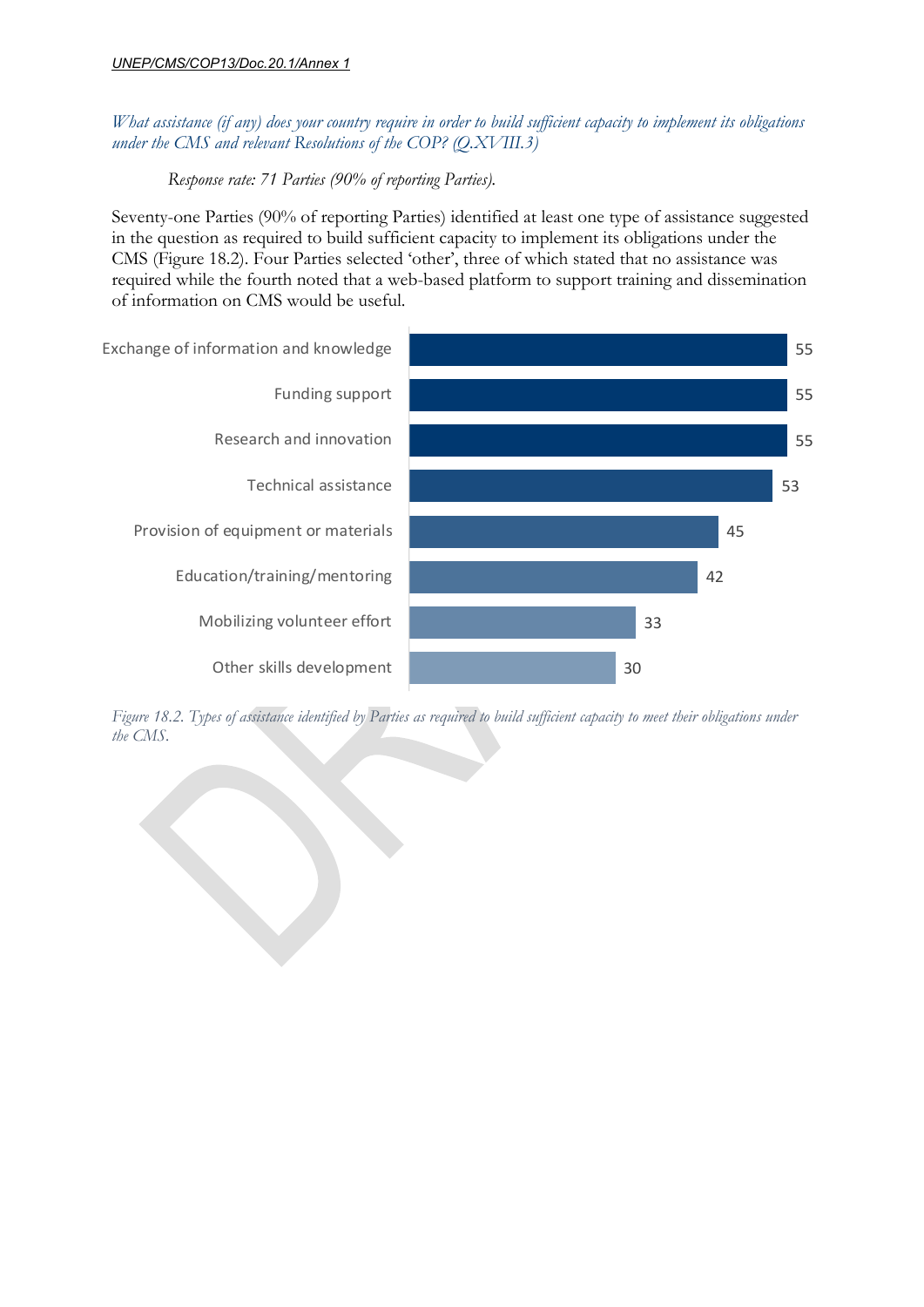*What assistance (if any) does your country require in order to build sufficient capacity to implement its obligations under the CMS and relevant Resolutions of the COP? (Q.XVIII.3)*

*Response rate: 71 Parties (90% of reporting Parties).*

Seventy-one Parties (90% of reporting Parties) identified at least one type of assistance suggested in the question as required to build sufficient capacity to implement its obligations under the CMS (Figure 18.2). Four Parties selected 'other', three of which stated that no assistance was required while the fourth noted that a web-based platform to support training and dissemination of information on CMS would be useful.

| Type of assistance | Number of Parties |
| --- | --- |
| Exchange of information and knowledge | 55 |
| Funding support | 55 |
| Research and innovation | 55 |
| Technical assistance | 53 |
| Provision of equipment or materials | 45 |
| Education/training/mentoring | 42 |
| Mobilizing volunteer effort | 33 |
| Other skills development | 30 |

*Figure 18.2. Types of assistance identified by Parties as required to build sufficient capacity to meet their obligations under the CMS.*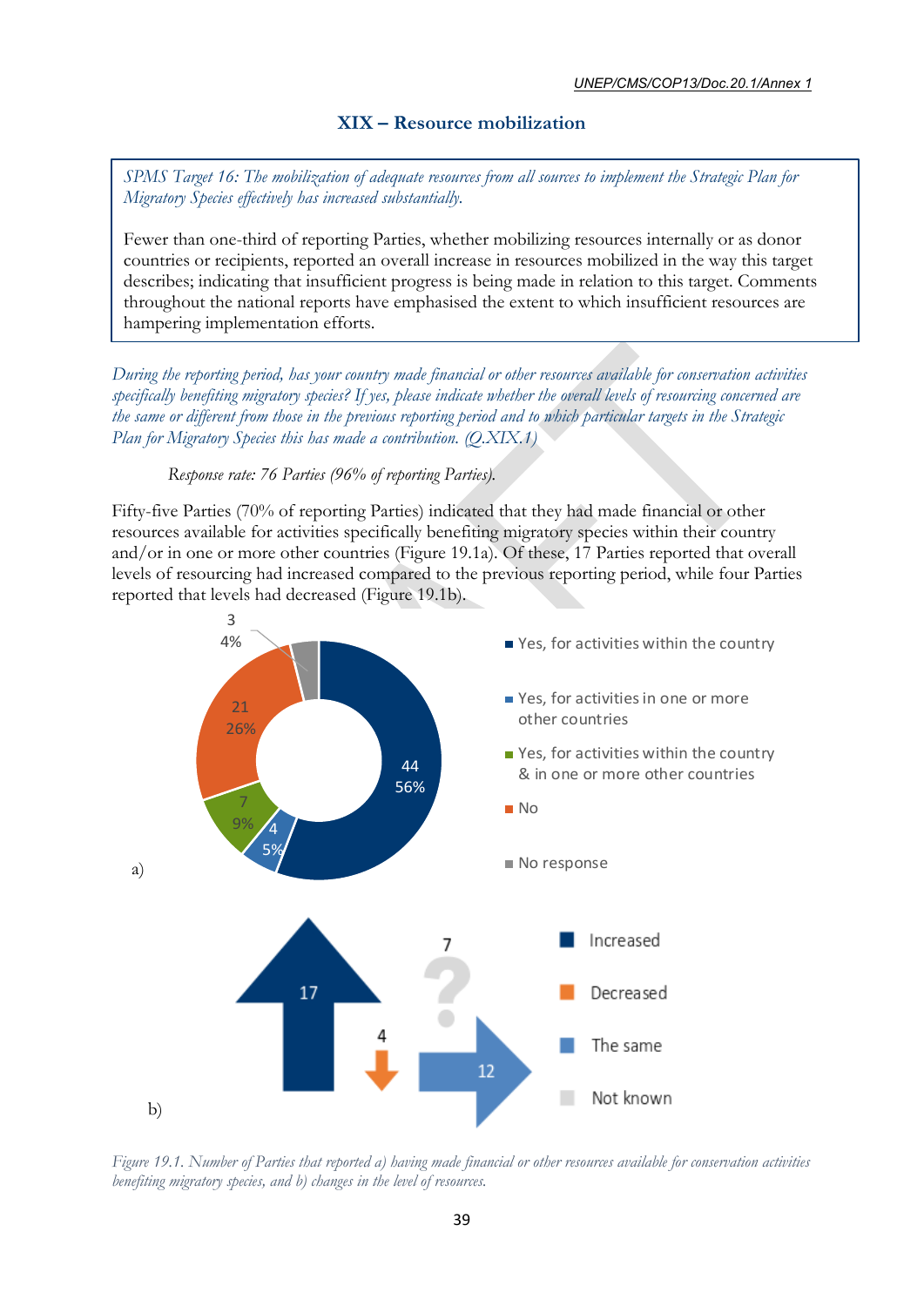## XIX – Resource mobilization

*SPMS Target 16: The mobilization of adequate resources from all sources to implement the Strategic Plan for Migratory Species effectively has increased substantially.*

Fewer than one-third of reporting Parties, whether mobilizing resources internally or as donor countries or recipients, reported an overall increase in resources mobilized in the way this target describes; indicating that insufficient progress is being made in relation to this target. Comments throughout the national reports have emphasised the extent to which insufficient resources are hampering implementation efforts.

*During the reporting period, has your country made financial or other resources available for conservation activities specifically benefiting migratory species? If yes, please indicate whether the overall levels of resourcing concerned are the same or different from those in the previous reporting period and to which particular targets in the Strategic Plan for Migratory Species this has made a contribution. (Q.XIX.1)*

*Response rate: 76 Parties (96% of reporting Parties).*

Fifty-five Parties (70% of reporting Parties) indicated that they had made financial or other resources available for activities specifically benefiting migratory species within their country and/or in one or more other countries (Figure 19.1a). Of these, 17 Parties reported that overall levels of resourcing had increased compared to the previous reporting period, while four Parties reported that levels had decreased (Figure 19.1b).

*Figure 19.1. Number of Parties that reported a) having made financial or other resources available for conservation activities benefiting migratory species, and b) changes in the level of resources.*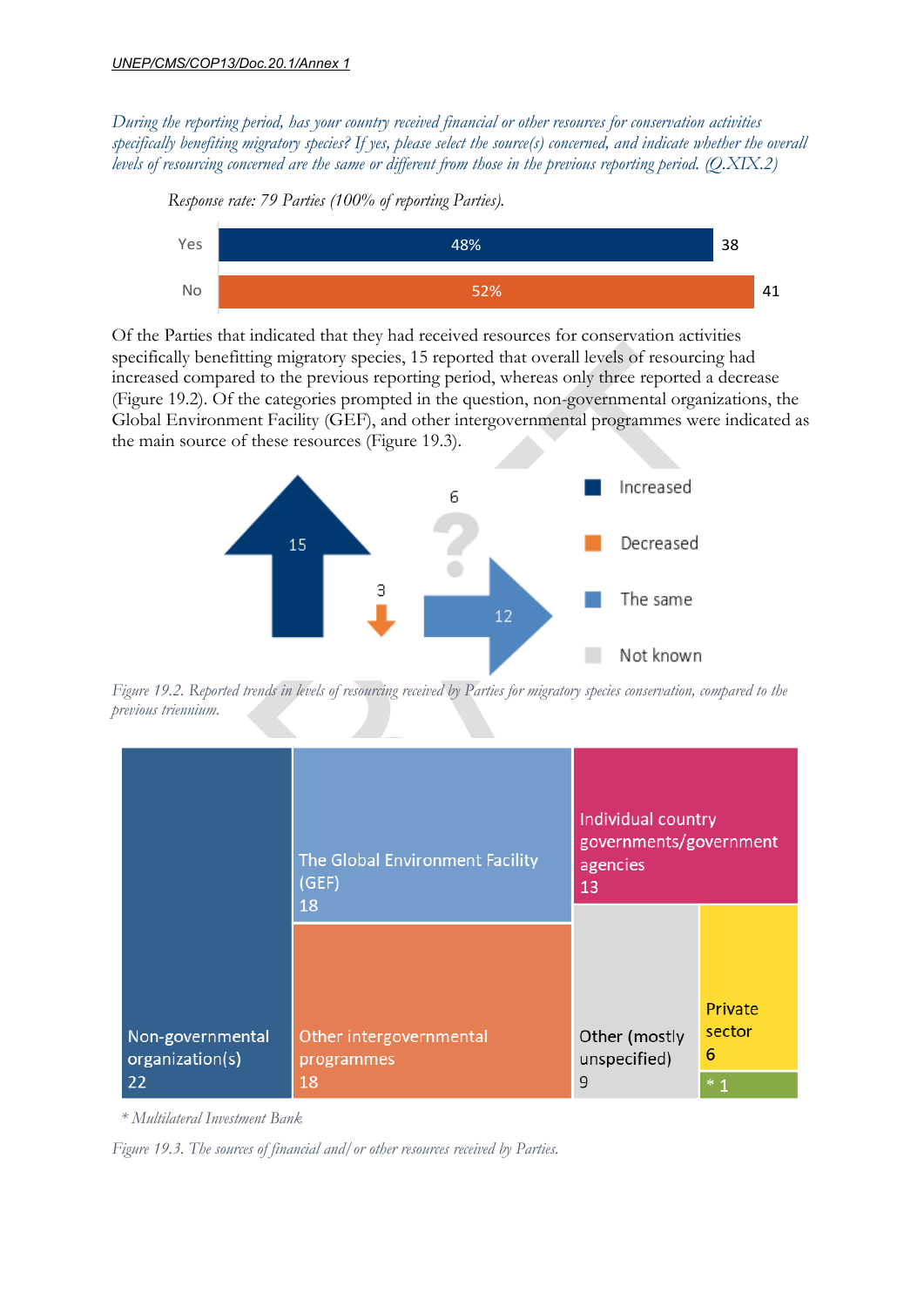*During the reporting period, has your country received financial or other resources for conservation activities specifically benefiting migratory species? If yes, please select the source(s) concerned, and indicate whether the overall levels of resourcing concerned are the same or different from those in the previous reporting period. (Q.XIX.2)*

*Response rate: 79 Parties (100% of reporting Parties).*

| Response | % | Number |
|---|---|---|
| Yes | 48% | 38 |
| No | 52% | 41 |

Of the Parties that indicated that they had received resources for conservation activities specifically benefitting migratory species, 15 reported that overall levels of resourcing had increased compared to the previous reporting period, whereas only three reported a decrease (Figure 19.2). Of the categories prompted in the question, non-governmental organizations, the Global Environment Facility (GEF), and other intergovernmental programmes were indicated as the main source of these resources (Figure 19.3).

| Trend | Number |
|---|---|
| Increased | 15 |
| Decreased | 3 |
| The same | 12 |
| Not known | 6 |

*Figure 19.2. Reported trends in levels of resourcing received by Parties for migratory species conservation, compared to the previous triennium.*

| Source | Number |
|---|---|
| Non-governmental organization(s) | 22 |
| The Global Environment Facility (GEF) | 18 |
| Other intergovernmental programmes | 18 |
| Individual country governments/government agencies | 13 |
| Other (mostly unspecified) | 9 |
| Private sector | 6 |
| * | 1 |

*\* Multilateral Investment Bank*

*Figure 19.3. The sources of financial and/or other resources received by Parties.*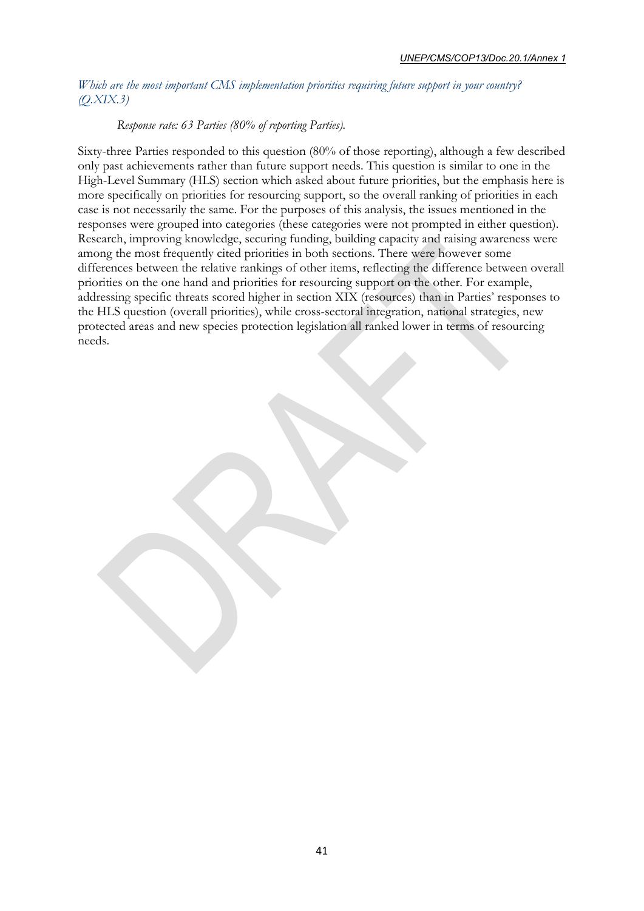*Which are the most important CMS implementation priorities requiring future support in your country? (Q.XIX.3)*

*Response rate: 63 Parties (80% of reporting Parties).*

Sixty-three Parties responded to this question (80% of those reporting), although a few described only past achievements rather than future support needs. This question is similar to one in the High-Level Summary (HLS) section which asked about future priorities, but the emphasis here is more specifically on priorities for resourcing support, so the overall ranking of priorities in each case is not necessarily the same. For the purposes of this analysis, the issues mentioned in the responses were grouped into categories (these categories were not prompted in either question). Research, improving knowledge, securing funding, building capacity and raising awareness were among the most frequently cited priorities in both sections. There were however some differences between the relative rankings of other items, reflecting the difference between overall priorities on the one hand and priorities for resourcing support on the other. For example, addressing specific threats scored higher in section XIX (resources) than in Parties' responses to the HLS question (overall priorities), while cross-sectoral integration, national strategies, new protected areas and new species protection legislation all ranked lower in terms of resourcing needs.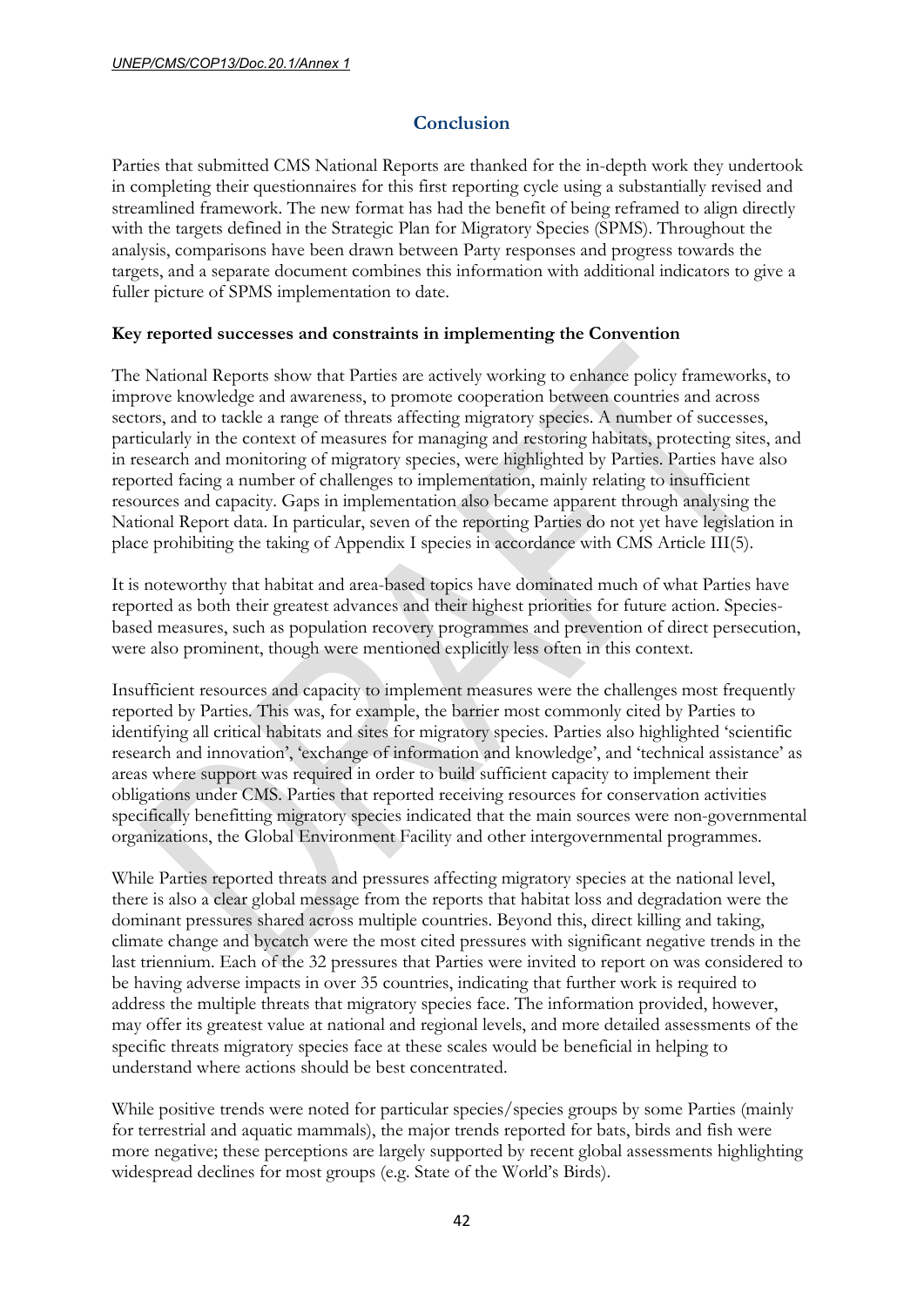## Conclusion

Parties that submitted CMS National Reports are thanked for the in-depth work they undertook in completing their questionnaires for this first reporting cycle using a substantially revised and streamlined framework. The new format has had the benefit of being reframed to align directly with the targets defined in the Strategic Plan for Migratory Species (SPMS). Throughout the analysis, comparisons have been drawn between Party responses and progress towards the targets, and a separate document combines this information with additional indicators to give a fuller picture of SPMS implementation to date.

### Key reported successes and constraints in implementing the Convention

The National Reports show that Parties are actively working to enhance policy frameworks, to improve knowledge and awareness, to promote cooperation between countries and across sectors, and to tackle a range of threats affecting migratory species. A number of successes, particularly in the context of measures for managing and restoring habitats, protecting sites, and in research and monitoring of migratory species, were highlighted by Parties. Parties have also reported facing a number of challenges to implementation, mainly relating to insufficient resources and capacity. Gaps in implementation also became apparent through analysing the National Report data. In particular, seven of the reporting Parties do not yet have legislation in place prohibiting the taking of Appendix I species in accordance with CMS Article III(5).

It is noteworthy that habitat and area-based topics have dominated much of what Parties have reported as both their greatest advances and their highest priorities for future action. Species-based measures, such as population recovery programmes and prevention of direct persecution, were also prominent, though were mentioned explicitly less often in this context.

Insufficient resources and capacity to implement measures were the challenges most frequently reported by Parties. This was, for example, the barrier most commonly cited by Parties to identifying all critical habitats and sites for migratory species. Parties also highlighted 'scientific research and innovation', 'exchange of information and knowledge', and 'technical assistance' as areas where support was required in order to build sufficient capacity to implement their obligations under CMS. Parties that reported receiving resources for conservation activities specifically benefitting migratory species indicated that the main sources were non-governmental organizations, the Global Environment Facility and other intergovernmental programmes.

While Parties reported threats and pressures affecting migratory species at the national level, there is also a clear global message from the reports that habitat loss and degradation were the dominant pressures shared across multiple countries. Beyond this, direct killing and taking, climate change and bycatch were the most cited pressures with significant negative trends in the last triennium. Each of the 32 pressures that Parties were invited to report on was considered to be having adverse impacts in over 35 countries, indicating that further work is required to address the multiple threats that migratory species face. The information provided, however, may offer its greatest value at national and regional levels, and more detailed assessments of the specific threats migratory species face at these scales would be beneficial in helping to understand where actions should be best concentrated.

While positive trends were noted for particular species/species groups by some Parties (mainly for terrestrial and aquatic mammals), the major trends reported for bats, birds and fish were more negative; these perceptions are largely supported by recent global assessments highlighting widespread declines for most groups (e.g. State of the World's Birds).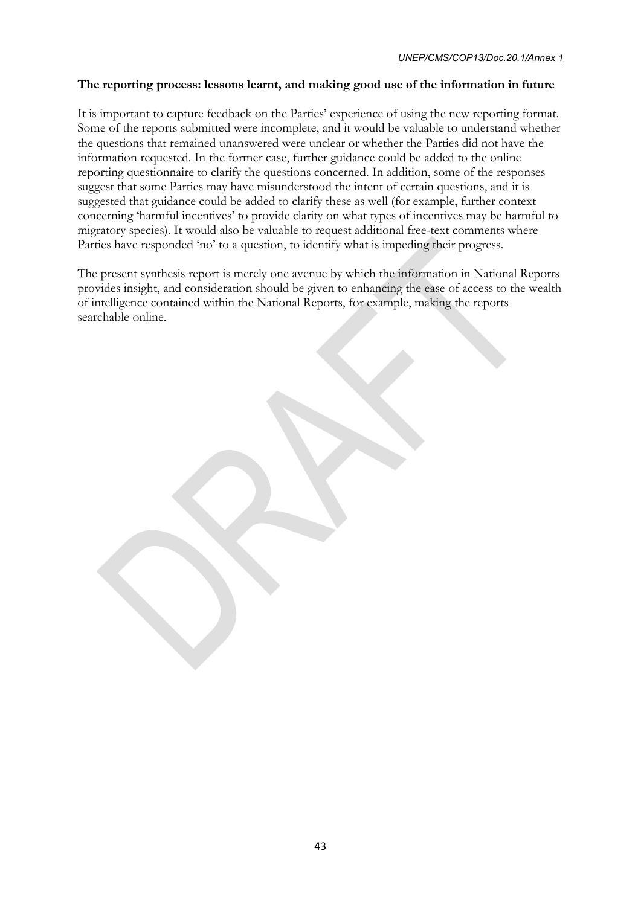**The reporting process: lessons learnt, and making good use of the information in future**

It is important to capture feedback on the Parties' experience of using the new reporting format. Some of the reports submitted were incomplete, and it would be valuable to understand whether the questions that remained unanswered were unclear or whether the Parties did not have the information requested. In the former case, further guidance could be added to the online reporting questionnaire to clarify the questions concerned. In addition, some of the responses suggest that some Parties may have misunderstood the intent of certain questions, and it is suggested that guidance could be added to clarify these as well (for example, further context concerning 'harmful incentives' to provide clarity on what types of incentives may be harmful to migratory species). It would also be valuable to request additional free-text comments where Parties have responded 'no' to a question, to identify what is impeding their progress.

The present synthesis report is merely one avenue by which the information in National Reports provides insight, and consideration should be given to enhancing the ease of access to the wealth of intelligence contained within the National Reports, for example, making the reports searchable online.